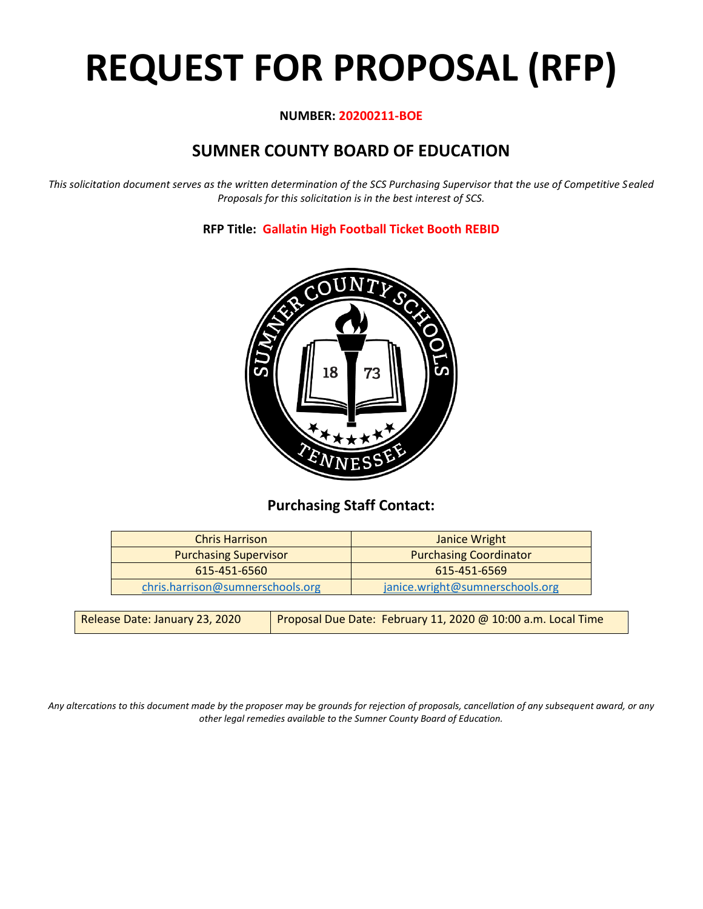# REQUEST FOR PROPOSAL (RFP)

**NUMBER: 20200211-BOE**

## SUMNER COUNTY BOARD OF EDUCATION

*This solicitation document serves as the written determination of the SCS Purchasing Supervisor that the use of Competitive Sealed Proposals for this solicitation is in the best interest of SCS.*

**RFP Title: Gallatin High Football Ticket Booth REBID**

### Purchasing Staff Contact:

| Chris Harrison | Janice Wright |
|---|---|
| Purchasing Supervisor | Purchasing Coordinator |
| 615-451-6560 | 615-451-6569 |
| chris.harrison@sumnerschools.org | janice.wright@sumnerschools.org |

| Release Date: January 23, 2020 | Proposal Due Date: February 11, 2020 @ 10:00 a.m. Local Time |
|---|---|

*Any altercations to this document made by the proposer may be grounds for rejection of proposals, cancellation of any subsequent award, or any other legal remedies available to the Sumner County Board of Education.*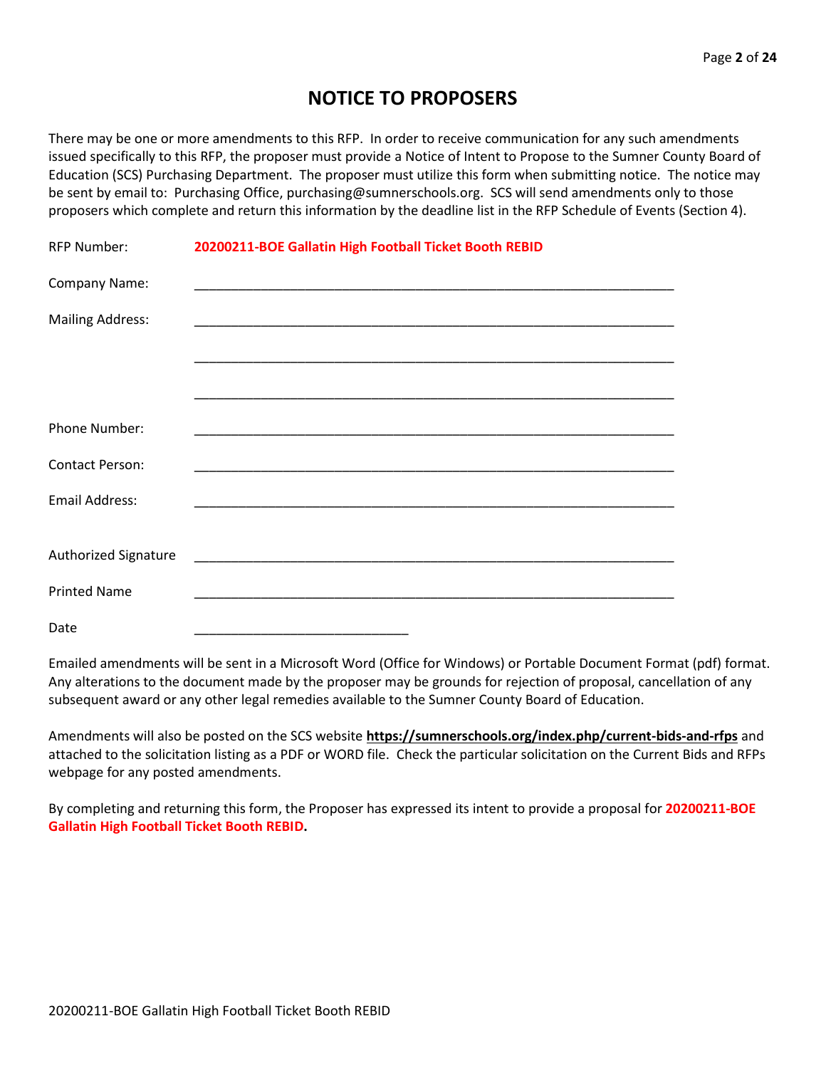# NOTICE TO PROPOSERS

There may be one or more amendments to this RFP. In order to receive communication for any such amendments issued specifically to this RFP, the proposer must provide a Notice of Intent to Propose to the Sumner County Board of Education (SCS) Purchasing Department. The proposer must utilize this form when submitting notice. The notice may be sent by email to: Purchasing Office, purchasing@sumnerschools.org. SCS will send amendments only to those proposers which complete and return this information by the deadline list in the RFP Schedule of Events (Section 4).

RFP Number: **20200211-BOE Gallatin High Football Ticket Booth REBID**

Company Name: ____________________________________________________________________

Mailing Address: ____________________________________________________________________

____________________________________________________________________

____________________________________________________________________

Phone Number: ____________________________________________________________________

Contact Person: ____________________________________________________________________

Email Address: ____________________________________________________________________

Authorized Signature ____________________________________________________________________

Printed Name ____________________________________________________________________

Date ______________________________

Emailed amendments will be sent in a Microsoft Word (Office for Windows) or Portable Document Format (pdf) format. Any alterations to the document made by the proposer may be grounds for rejection of proposal, cancellation of any subsequent award or any other legal remedies available to the Sumner County Board of Education.

Amendments will also be posted on the SCS website **https://sumnerschools.org/index.php/current-bids-and-rfps** and attached to the solicitation listing as a PDF or WORD file. Check the particular solicitation on the Current Bids and RFPs webpage for any posted amendments.

By completing and returning this form, the Proposer has expressed its intent to provide a proposal for **20200211-BOE Gallatin High Football Ticket Booth REBID.**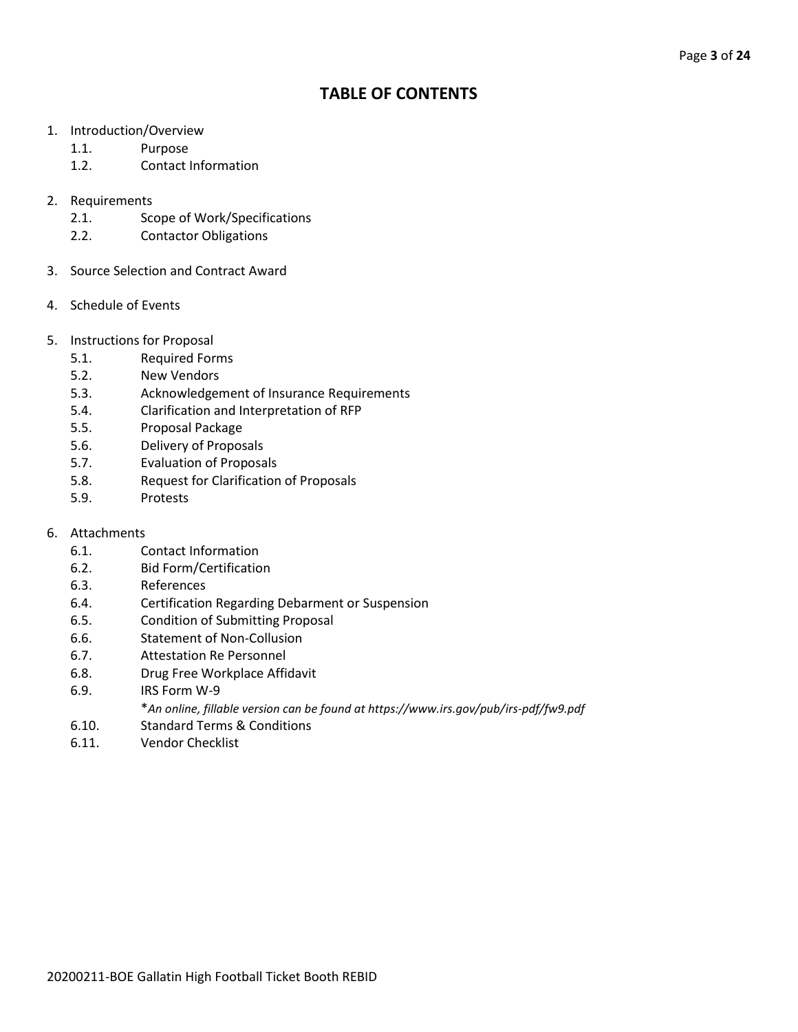# TABLE OF CONTENTS

1. Introduction/Overview
   - 1.1. Purpose
   - 1.2. Contact Information

2. Requirements
   - 2.1. Scope of Work/Specifications
   - 2.2. Contactor Obligations

3. Source Selection and Contract Award

4. Schedule of Events

5. Instructions for Proposal
   - 5.1. Required Forms
   - 5.2. New Vendors
   - 5.3. Acknowledgement of Insurance Requirements
   - 5.4. Clarification and Interpretation of RFP
   - 5.5. Proposal Package
   - 5.6. Delivery of Proposals
   - 5.7. Evaluation of Proposals
   - 5.8. Request for Clarification of Proposals
   - 5.9. Protests

6. Attachments
   - 6.1. Contact Information
   - 6.2. Bid Form/Certification
   - 6.3. References
   - 6.4. Certification Regarding Debarment or Suspension
   - 6.5. Condition of Submitting Proposal
   - 6.6. Statement of Non-Collusion
   - 6.7. Attestation Re Personnel
   - 6.8. Drug Free Workplace Affidavit
   - 6.9. IRS Form W-9
     
     **An online, fillable version can be found at https://www.irs.gov/pub/irs-pdf/fw9.pdf*
   - 6.10. Standard Terms & Conditions
   - 6.11. Vendor Checklist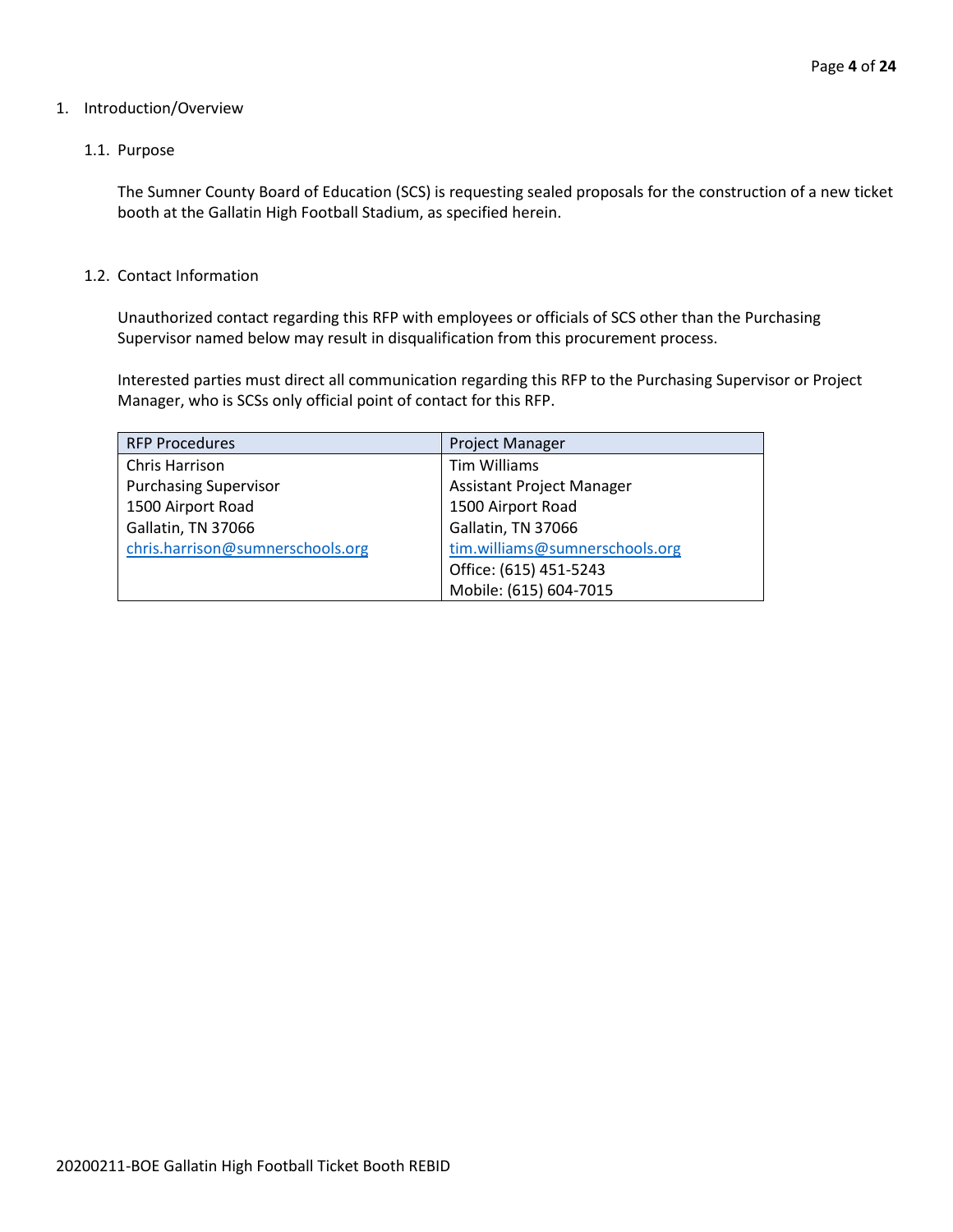1. Introduction/Overview

   1.1. Purpose

   The Sumner County Board of Education (SCS) is requesting sealed proposals for the construction of a new ticket booth at the Gallatin High Football Stadium, as specified herein.

   1.2. Contact Information

   Unauthorized contact regarding this RFP with employees or officials of SCS other than the Purchasing Supervisor named below may result in disqualification from this procurement process.

   Interested parties must direct all communication regarding this RFP to the Purchasing Supervisor or Project Manager, who is SCSs only official point of contact for this RFP.

| RFP Procedures | Project Manager |
|---|---|
| Chris Harrison | Tim Williams |
| Purchasing Supervisor | Assistant Project Manager |
| 1500 Airport Road | 1500 Airport Road |
| Gallatin, TN 37066 | Gallatin, TN 37066 |
| chris.harrison@sumnerschools.org | tim.williams@sumnerschools.org |
| | Office: (615) 451-5243 |
| | Mobile: (615) 604-7015 |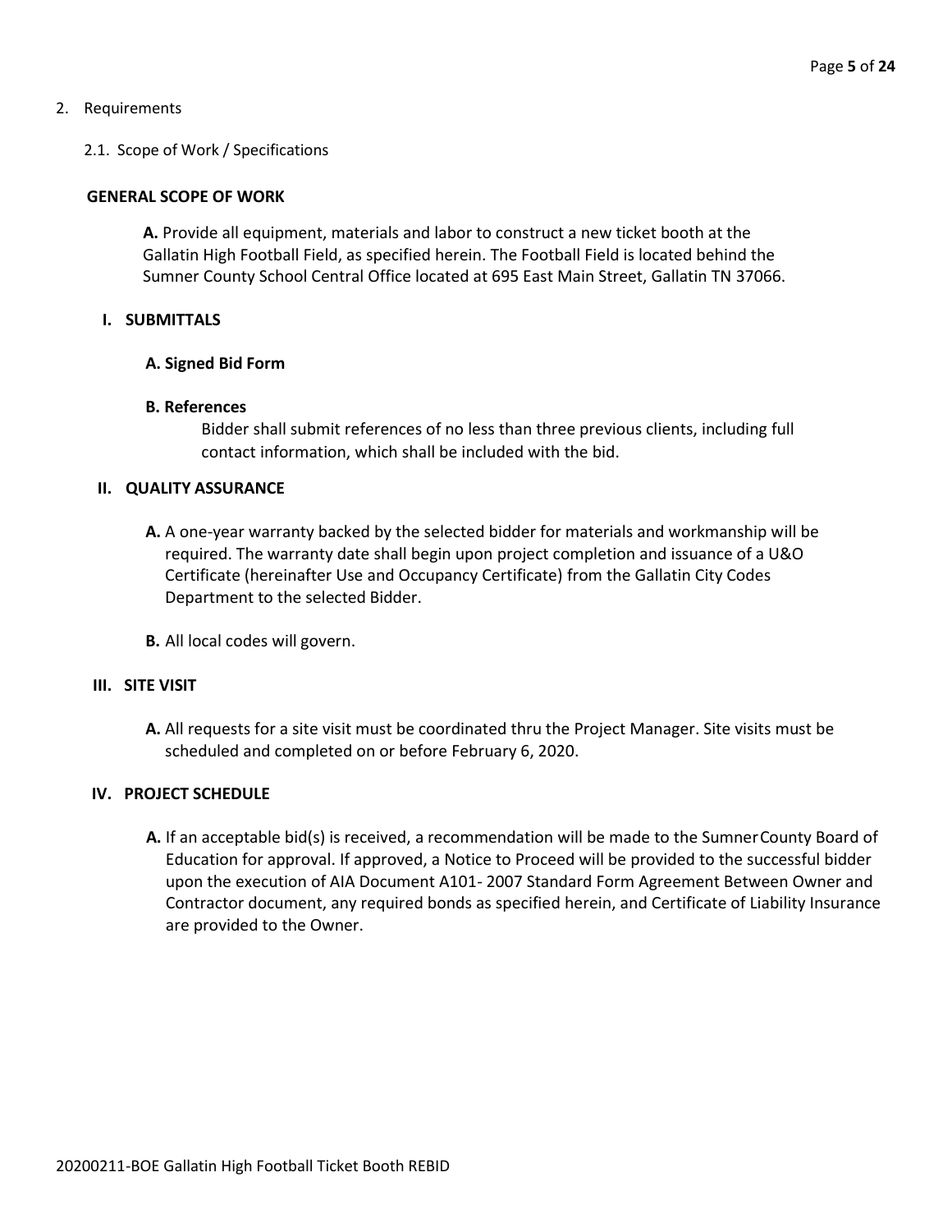2. Requirements

   2.1. Scope of Work / Specifications

**GENERAL SCOPE OF WORK**

**A.** Provide all equipment, materials and labor to construct a new ticket booth at the Gallatin High Football Field, as specified herein. The Football Field is located behind the Sumner County School Central Office located at 695 East Main Street, Gallatin TN 37066.

**I. SUBMITTALS**

**A. Signed Bid Form**

**B. References**

Bidder shall submit references of no less than three previous clients, including full contact information, which shall be included with the bid.

**II. QUALITY ASSURANCE**

**A.** A one-year warranty backed by the selected bidder for materials and workmanship will be required. The warranty date shall begin upon project completion and issuance of a U&O Certificate (hereinafter Use and Occupancy Certificate) from the Gallatin City Codes Department to the selected Bidder.

**B.** All local codes will govern.

**III. SITE VISIT**

**A.** All requests for a site visit must be coordinated thru the Project Manager. Site visits must be scheduled and completed on or before February 6, 2020.

**IV. PROJECT SCHEDULE**

**A.** If an acceptable bid(s) is received, a recommendation will be made to the Sumner County Board of Education for approval. If approved, a Notice to Proceed will be provided to the successful bidder upon the execution of AIA Document A101- 2007 Standard Form Agreement Between Owner and Contractor document, any required bonds as specified herein, and Certificate of Liability Insurance are provided to the Owner.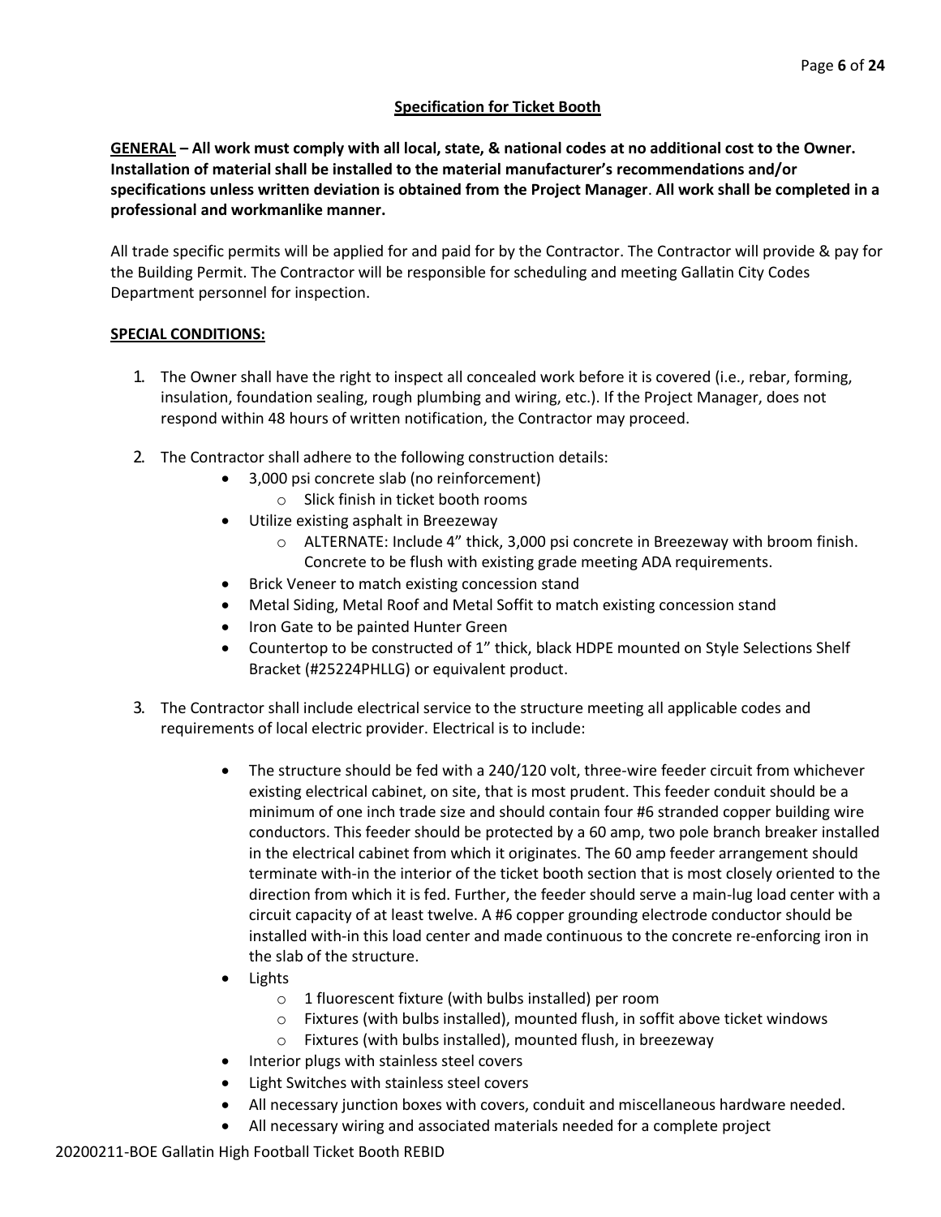## Specification for Ticket Booth

**GENERAL – All work must comply with all local, state, & national codes at no additional cost to the Owner. Installation of material shall be installed to the material manufacturer's recommendations and/or specifications unless written deviation is obtained from the Project Manager. All work shall be completed in a professional and workmanlike manner.**

All trade specific permits will be applied for and paid for by the Contractor. The Contractor will provide & pay for the Building Permit. The Contractor will be responsible for scheduling and meeting Gallatin City Codes Department personnel for inspection.

**SPECIAL CONDITIONS:**

1. The Owner shall have the right to inspect all concealed work before it is covered (i.e., rebar, forming, insulation, foundation sealing, rough plumbing and wiring, etc.). If the Project Manager, does not respond within 48 hours of written notification, the Contractor may proceed.
2. The Contractor shall adhere to the following construction details:
   - 3,000 psi concrete slab (no reinforcement)
     - Slick finish in ticket booth rooms
   - Utilize existing asphalt in Breezeway
     - ALTERNATE: Include 4" thick, 3,000 psi concrete in Breezeway with broom finish. Concrete to be flush with existing grade meeting ADA requirements.
   - Brick Veneer to match existing concession stand
   - Metal Siding, Metal Roof and Metal Soffit to match existing concession stand
   - Iron Gate to be painted Hunter Green
   - Countertop to be constructed of 1" thick, black HDPE mounted on Style Selections Shelf Bracket (#25224PHLLG) or equivalent product.
3. The Contractor shall include electrical service to the structure meeting all applicable codes and requirements of local electric provider. Electrical is to include:
   - The structure should be fed with a 240/120 volt, three-wire feeder circuit from whichever existing electrical cabinet, on site, that is most prudent. This feeder conduit should be a minimum of one inch trade size and should contain four #6 stranded copper building wire conductors. This feeder should be protected by a 60 amp, two pole branch breaker installed in the electrical cabinet from which it originates. The 60 amp feeder arrangement should terminate with-in the interior of the ticket booth section that is most closely oriented to the direction from which it is fed. Further, the feeder should serve a main-lug load center with a circuit capacity of at least twelve. A #6 copper grounding electrode conductor should be installed with-in this load center and made continuous to the concrete re-enforcing iron in the slab of the structure.
   - Lights
     - 1 fluorescent fixture (with bulbs installed) per room
     - Fixtures (with bulbs installed), mounted flush, in soffit above ticket windows
     - Fixtures (with bulbs installed), mounted flush, in breezeway
   - Interior plugs with stainless steel covers
   - Light Switches with stainless steel covers
   - All necessary junction boxes with covers, conduit and miscellaneous hardware needed.
   - All necessary wiring and associated materials needed for a complete project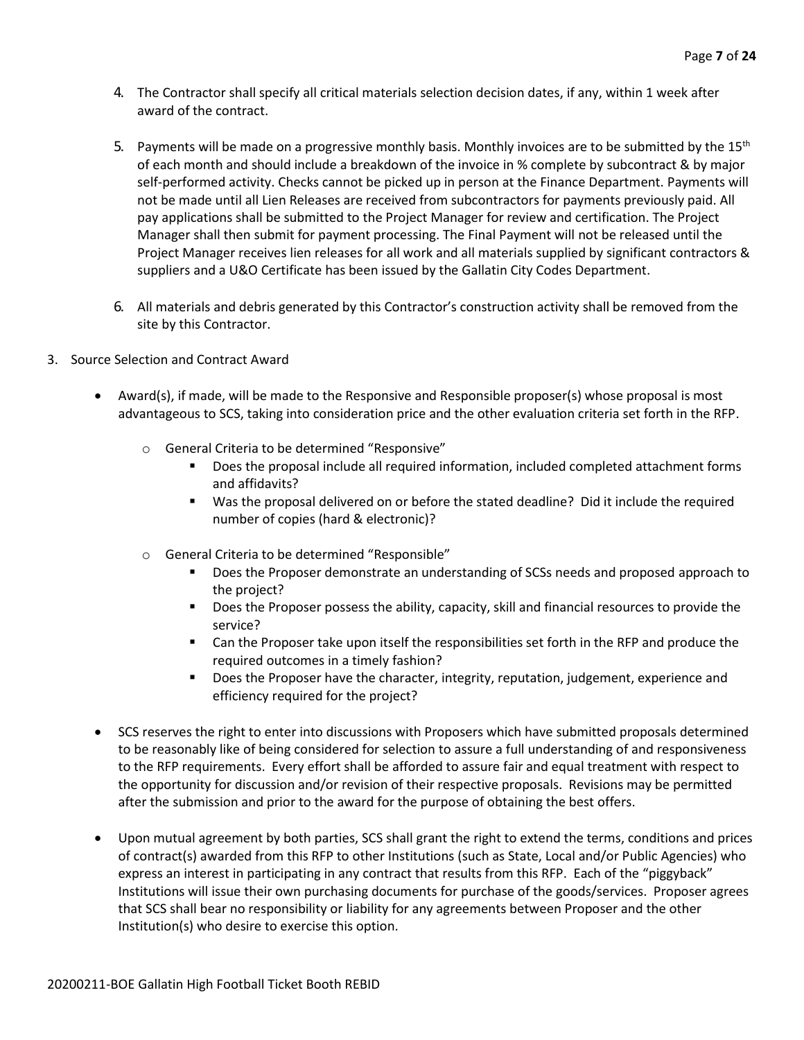4. The Contractor shall specify all critical materials selection decision dates, if any, within 1 week after award of the contract.

5. Payments will be made on a progressive monthly basis. Monthly invoices are to be submitted by the 15th of each month and should include a breakdown of the invoice in % complete by subcontract & by major self-performed activity. Checks cannot be picked up in person at the Finance Department. Payments will not be made until all Lien Releases are received from subcontractors for payments previously paid. All pay applications shall be submitted to the Project Manager for review and certification. The Project Manager shall then submit for payment processing. The Final Payment will not be released until the Project Manager receives lien releases for all work and all materials supplied by significant contractors & suppliers and a U&O Certificate has been issued by the Gallatin City Codes Department.

6. All materials and debris generated by this Contractor's construction activity shall be removed from the site by this Contractor.

3. Source Selection and Contract Award

- Award(s), if made, will be made to the Responsive and Responsible proposer(s) whose proposal is most advantageous to SCS, taking into consideration price and the other evaluation criteria set forth in the RFP.
  - General Criteria to be determined "Responsive"
    - Does the proposal include all required information, included completed attachment forms and affidavits?
    - Was the proposal delivered on or before the stated deadline? Did it include the required number of copies (hard & electronic)?
  - General Criteria to be determined "Responsible"
    - Does the Proposer demonstrate an understanding of SCSs needs and proposed approach to the project?
    - Does the Proposer possess the ability, capacity, skill and financial resources to provide the service?
    - Can the Proposer take upon itself the responsibilities set forth in the RFP and produce the required outcomes in a timely fashion?
    - Does the Proposer have the character, integrity, reputation, judgement, experience and efficiency required for the project?
- SCS reserves the right to enter into discussions with Proposers which have submitted proposals determined to be reasonably like of being considered for selection to assure a full understanding of and responsiveness to the RFP requirements. Every effort shall be afforded to assure fair and equal treatment with respect to the opportunity for discussion and/or revision of their respective proposals. Revisions may be permitted after the submission and prior to the award for the purpose of obtaining the best offers.
- Upon mutual agreement by both parties, SCS shall grant the right to extend the terms, conditions and prices of contract(s) awarded from this RFP to other Institutions (such as State, Local and/or Public Agencies) who express an interest in participating in any contract that results from this RFP. Each of the "piggyback" Institutions will issue their own purchasing documents for purchase of the goods/services. Proposer agrees that SCS shall bear no responsibility or liability for any agreements between Proposer and the other Institution(s) who desire to exercise this option.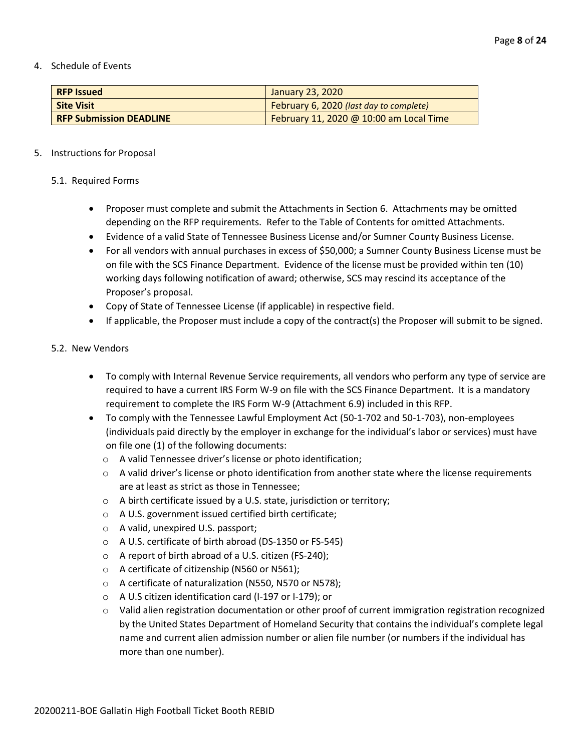4. Schedule of Events

| **RFP Issued** | January 23, 2020 |
|---|---|
| **Site Visit** | February 6, 2020 *(last day to complete)* |
| **RFP Submission DEADLINE** | February 11, 2020 @ 10:00 am Local Time |

5. Instructions for Proposal

5.1. Required Forms

- Proposer must complete and submit the Attachments in Section 6. Attachments may be omitted depending on the RFP requirements. Refer to the Table of Contents for omitted Attachments.
- Evidence of a valid State of Tennessee Business License and/or Sumner County Business License.
- For all vendors with annual purchases in excess of $50,000; a Sumner County Business License must be on file with the SCS Finance Department. Evidence of the license must be provided within ten (10) working days following notification of award; otherwise, SCS may rescind its acceptance of the Proposer's proposal.
- Copy of State of Tennessee License (if applicable) in respective field.
- If applicable, the Proposer must include a copy of the contract(s) the Proposer will submit to be signed.

5.2. New Vendors

- To comply with Internal Revenue Service requirements, all vendors who perform any type of service are required to have a current IRS Form W-9 on file with the SCS Finance Department. It is a mandatory requirement to complete the IRS Form W-9 (Attachment 6.9) included in this RFP.
- To comply with the Tennessee Lawful Employment Act (50-1-702 and 50-1-703), non-employees (individuals paid directly by the employer in exchange for the individual's labor or services) must have on file one (1) of the following documents:
  - A valid Tennessee driver's license or photo identification;
  - A valid driver's license or photo identification from another state where the license requirements are at least as strict as those in Tennessee;
  - A birth certificate issued by a U.S. state, jurisdiction or territory;
  - A U.S. government issued certified birth certificate;
  - A valid, unexpired U.S. passport;
  - A U.S. certificate of birth abroad (DS-1350 or FS-545)
  - A report of birth abroad of a U.S. citizen (FS-240);
  - A certificate of citizenship (N560 or N561);
  - A certificate of naturalization (N550, N570 or N578);
  - A U.S citizen identification card (I-197 or I-179); or
  - Valid alien registration documentation or other proof of current immigration registration recognized by the United States Department of Homeland Security that contains the individual's complete legal name and current alien admission number or alien file number (or numbers if the individual has more than one number).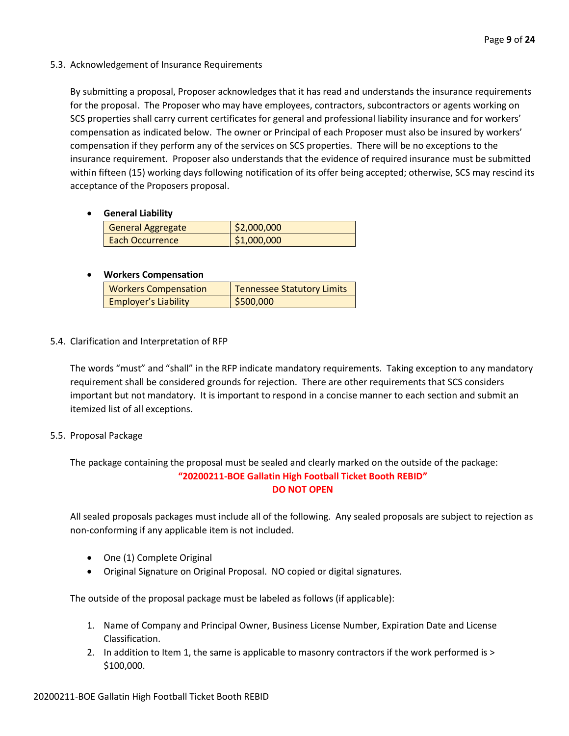### 5.3. Acknowledgement of Insurance Requirements

By submitting a proposal, Proposer acknowledges that it has read and understands the insurance requirements for the proposal. The Proposer who may have employees, contractors, subcontractors or agents working on SCS properties shall carry current certificates for general and professional liability insurance and for workers' compensation as indicated below. The owner or Principal of each Proposer must also be insured by workers' compensation if they perform any of the services on SCS properties. There will be no exceptions to the insurance requirement. Proposer also understands that the evidence of required insurance must be submitted within fifteen (15) working days following notification of its offer being accepted; otherwise, SCS may rescind its acceptance of the Proposers proposal.

- **General Liability**

| General Aggregate | $2,000,000 |
|---|---|
| Each Occurrence | $1,000,000 |

- **Workers Compensation**

| Workers Compensation | Tennessee Statutory Limits |
|---|---|
| Employer's Liability | $500,000 |

### 5.4. Clarification and Interpretation of RFP

The words "must" and "shall" in the RFP indicate mandatory requirements. Taking exception to any mandatory requirement shall be considered grounds for rejection. There are other requirements that SCS considers important but not mandatory. It is important to respond in a concise manner to each section and submit an itemized list of all exceptions.

### 5.5. Proposal Package

The package containing the proposal must be sealed and clearly marked on the outside of the package:

**"20200211-BOE Gallatin High Football Ticket Booth REBID"**
**DO NOT OPEN**

All sealed proposals packages must include all of the following. Any sealed proposals are subject to rejection as non-conforming if any applicable item is not included.

- One (1) Complete Original
- Original Signature on Original Proposal. NO copied or digital signatures.

The outside of the proposal package must be labeled as follows (if applicable):

1. Name of Company and Principal Owner, Business License Number, Expiration Date and License Classification.
2. In addition to Item 1, the same is applicable to masonry contractors if the work performed is > $100,000.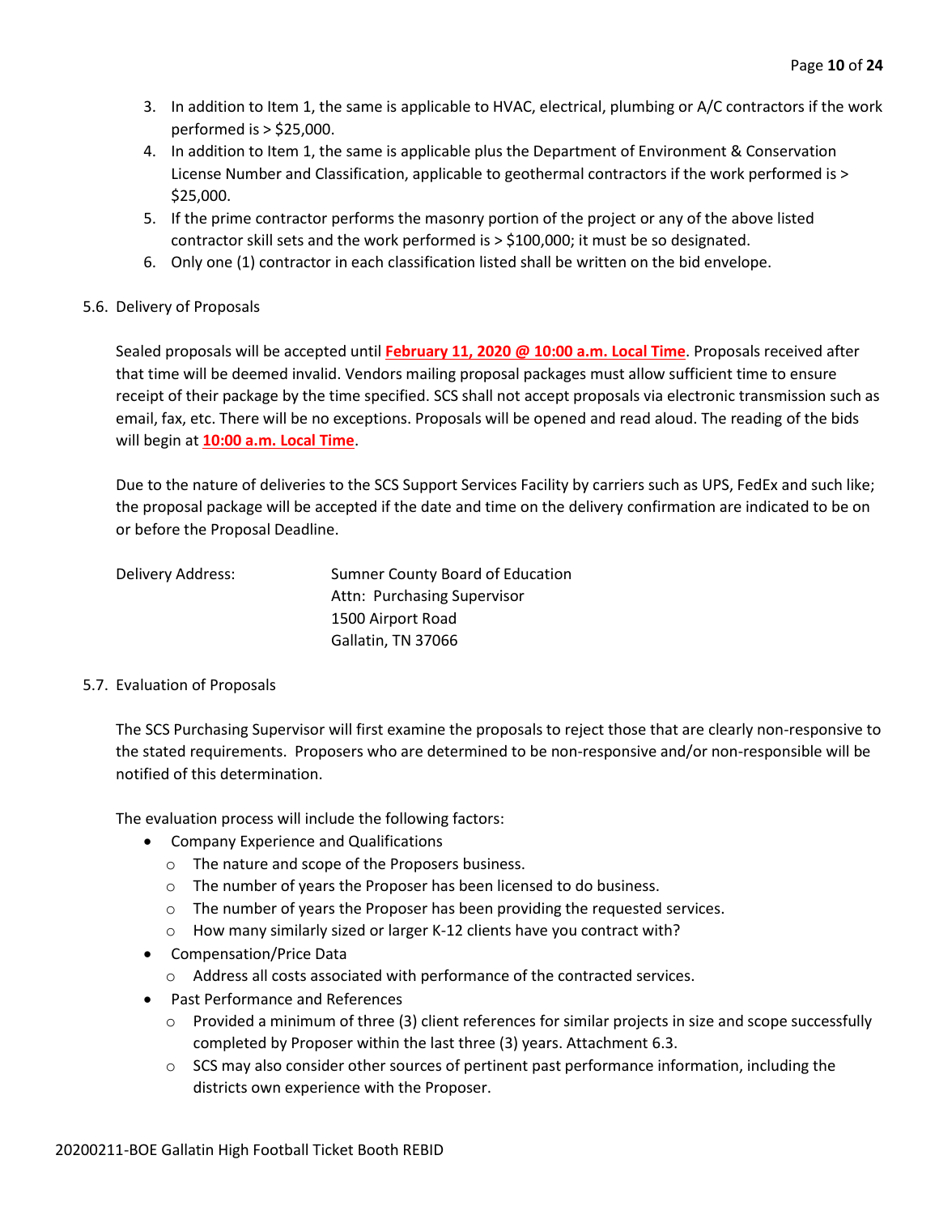3. In addition to Item 1, the same is applicable to HVAC, electrical, plumbing or A/C contractors if the work performed is > $25,000.
4. In addition to Item 1, the same is applicable plus the Department of Environment & Conservation License Number and Classification, applicable to geothermal contractors if the work performed is > $25,000.
5. If the prime contractor performs the masonry portion of the project or any of the above listed contractor skill sets and the work performed is > $100,000; it must be so designated.
6. Only one (1) contractor in each classification listed shall be written on the bid envelope.

5.6. Delivery of Proposals

Sealed proposals will be accepted until **February 11, 2020 @ 10:00 a.m. Local Time**. Proposals received after that time will be deemed invalid. Vendors mailing proposal packages must allow sufficient time to ensure receipt of their package by the time specified. SCS shall not accept proposals via electronic transmission such as email, fax, etc. There will be no exceptions. Proposals will be opened and read aloud. The reading of the bids will begin at **10:00 a.m. Local Time**.

Due to the nature of deliveries to the SCS Support Services Facility by carriers such as UPS, FedEx and such like; the proposal package will be accepted if the date and time on the delivery confirmation are indicated to be on or before the Proposal Deadline.

Delivery Address:
Sumner County Board of Education
Attn: Purchasing Supervisor
1500 Airport Road
Gallatin, TN 37066

5.7. Evaluation of Proposals

The SCS Purchasing Supervisor will first examine the proposals to reject those that are clearly non-responsive to the stated requirements. Proposers who are determined to be non-responsive and/or non-responsible will be notified of this determination.

The evaluation process will include the following factors:

- Company Experience and Qualifications
  - The nature and scope of the Proposers business.
  - The number of years the Proposer has been licensed to do business.
  - The number of years the Proposer has been providing the requested services.
  - How many similarly sized or larger K-12 clients have you contract with?
- Compensation/Price Data
  - Address all costs associated with performance of the contracted services.
- Past Performance and References
  - Provided a minimum of three (3) client references for similar projects in size and scope successfully completed by Proposer within the last three (3) years. Attachment 6.3.
  - SCS may also consider other sources of pertinent past performance information, including the districts own experience with the Proposer.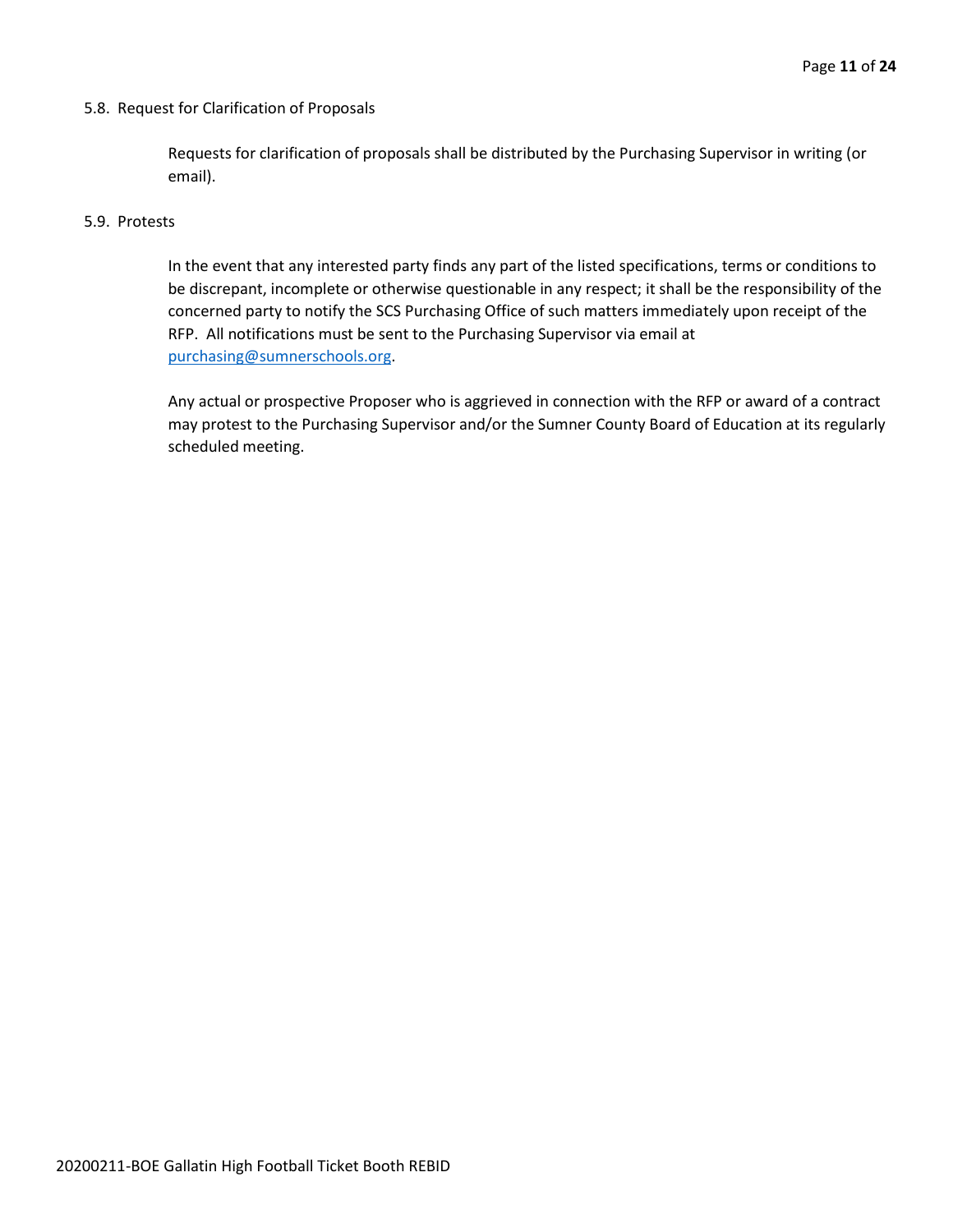### 5.8. Request for Clarification of Proposals

Requests for clarification of proposals shall be distributed by the Purchasing Supervisor in writing (or email).

### 5.9. Protests

In the event that any interested party finds any part of the listed specifications, terms or conditions to be discrepant, incomplete or otherwise questionable in any respect; it shall be the responsibility of the concerned party to notify the SCS Purchasing Office of such matters immediately upon receipt of the RFP. All notifications must be sent to the Purchasing Supervisor via email at purchasing@sumnerschools.org.

Any actual or prospective Proposer who is aggrieved in connection with the RFP or award of a contract may protest to the Purchasing Supervisor and/or the Sumner County Board of Education at its regularly scheduled meeting.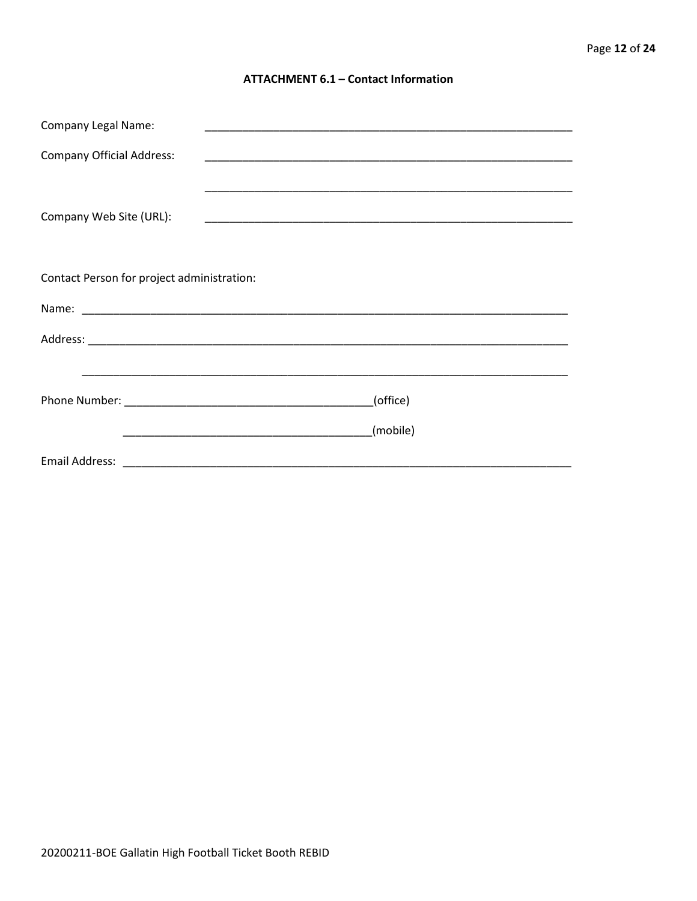### ATTACHMENT 6.1 – Contact Information

Company Legal Name: ____________________________________________________________

Company Official Address: ____________________________________________________________

____________________________________________________________

Company Web Site (URL): ____________________________________________________________

Contact Person for project administration:

Name: ________________________________________________________________________________

Address: ______________________________________________________________________________

______________________________________________________________________________

Phone Number: ________________________________________(office)

________________________________________(mobile)

Email Address: ________________________________________________________________________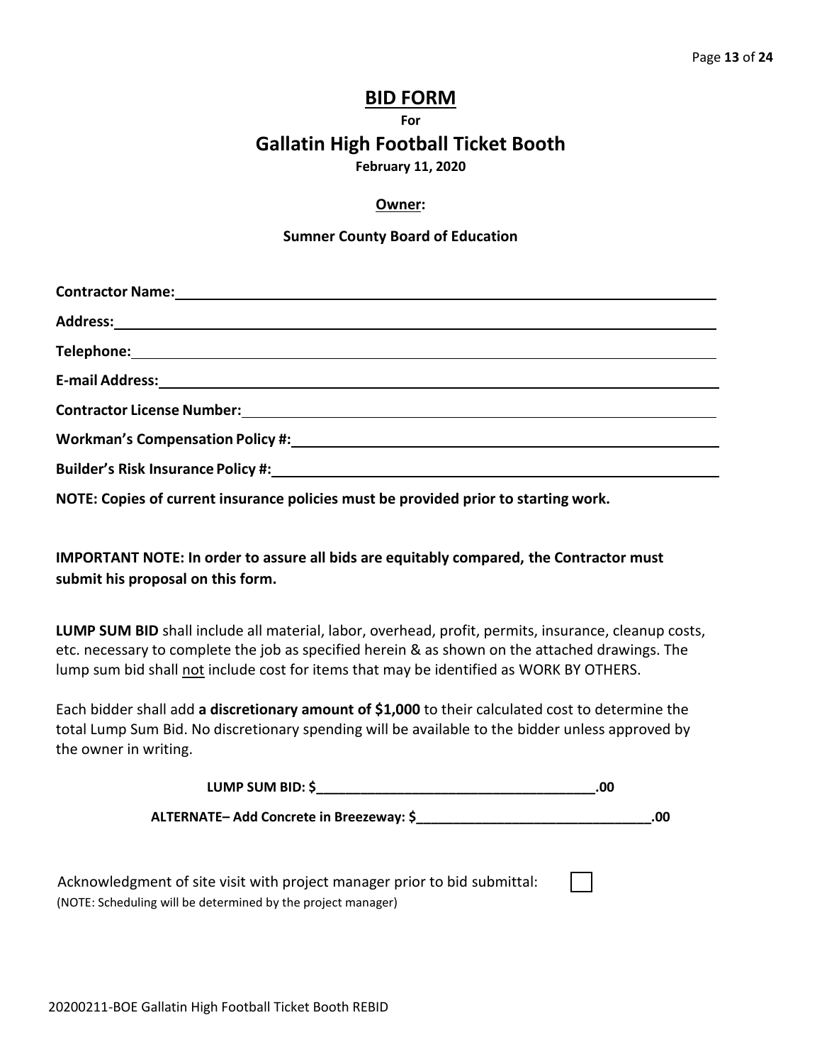# BID FORM

**For**

## Gallatin High Football Ticket Booth

**February 11, 2020**

**Owner:**

**Sumner County Board of Education**

**Contractor Name:** ______________________________

**Address:** ______________________________

**Telephone:** ______________________________

**E-mail Address:** ______________________________

**Contractor License Number:** ______________________________

**Workman's Compensation Policy #:** ______________________________

**Builder's Risk Insurance Policy #:** ______________________________

**NOTE: Copies of current insurance policies must be provided prior to starting work.**

**IMPORTANT NOTE: In order to assure all bids are equitably compared, the Contractor must submit his proposal on this form.**

**LUMP SUM BID** shall include all material, labor, overhead, profit, permits, insurance, cleanup costs, etc. necessary to complete the job as specified herein & as shown on the attached drawings. The lump sum bid shall not include cost for items that may be identified as WORK BY OTHERS.

Each bidder shall add **a discretionary amount of $1,000** to their calculated cost to determine the total Lump Sum Bid. No discretionary spending will be available to the bidder unless approved by the owner in writing.

**LUMP SUM BID: $_____________________________________.00**

**ALTERNATE– Add Concrete in Breezeway: $_______________________________.00**

Acknowledgment of site visit with project manager prior to bid submittal: ☐

(NOTE: Scheduling will be determined by the project manager)

20200211-BOE Gallatin High Football Ticket Booth REBID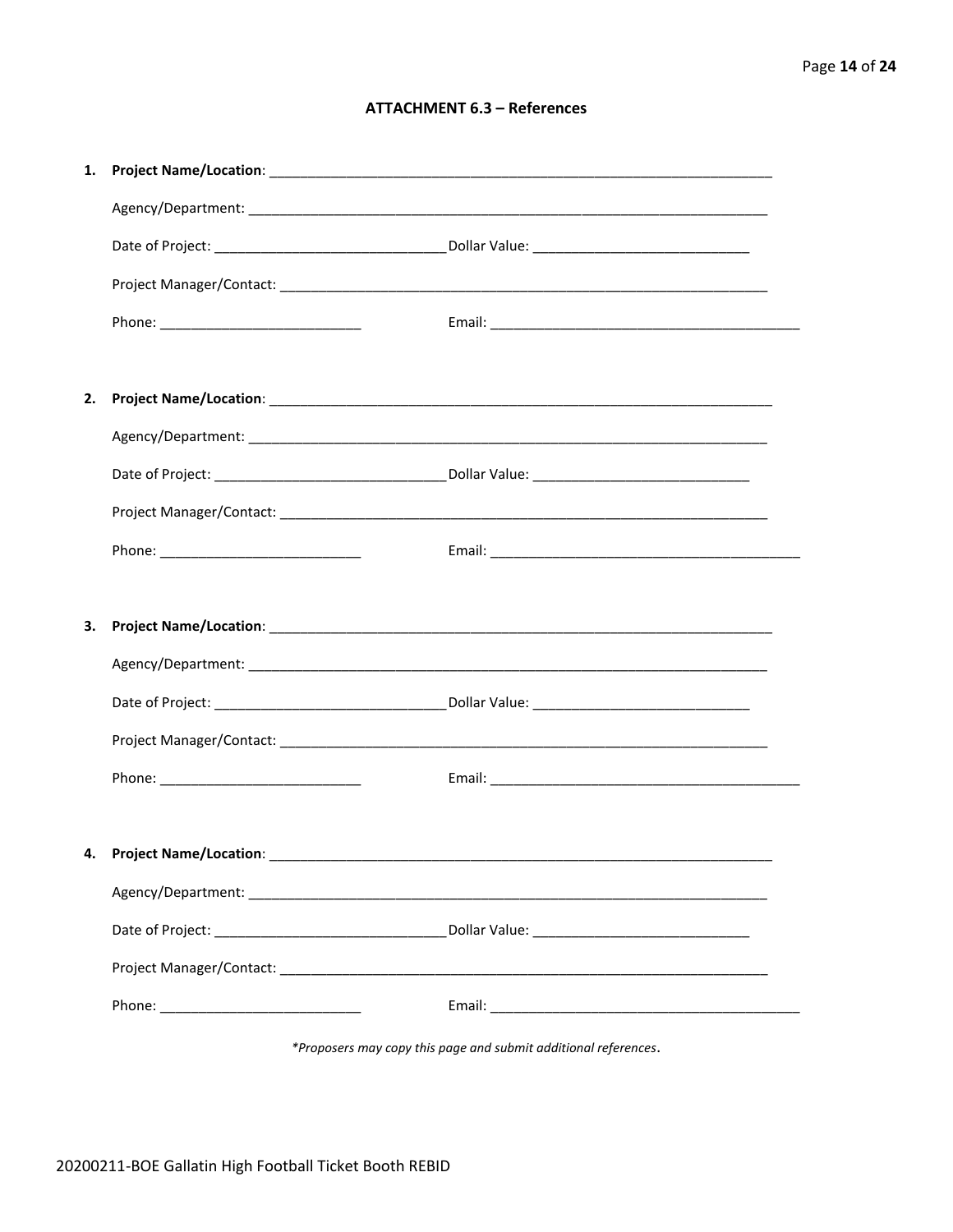## ATTACHMENT 6.3 – References

1. **Project Name/Location**: ____________________________________________

   Agency/Department: ____________________________________________

   Date of Project: ______________________ Dollar Value: ______________________

   Project Manager/Contact: ____________________________________________

   Phone: ______________________ Email: ______________________________

2. **Project Name/Location**: ____________________________________________

   Agency/Department: ____________________________________________

   Date of Project: ______________________ Dollar Value: ______________________

   Project Manager/Contact: ____________________________________________

   Phone: ______________________ Email: ______________________________

3. **Project Name/Location**: ____________________________________________

   Agency/Department: ____________________________________________

   Date of Project: ______________________ Dollar Value: ______________________

   Project Manager/Contact: ____________________________________________

   Phone: ______________________ Email: ______________________________

4. **Project Name/Location**: ____________________________________________

   Agency/Department: ____________________________________________

   Date of Project: ______________________ Dollar Value: ______________________

   Project Manager/Contact: ____________________________________________

   Phone: ______________________ Email: ______________________________

*\*Proposers may copy this page and submit additional references.*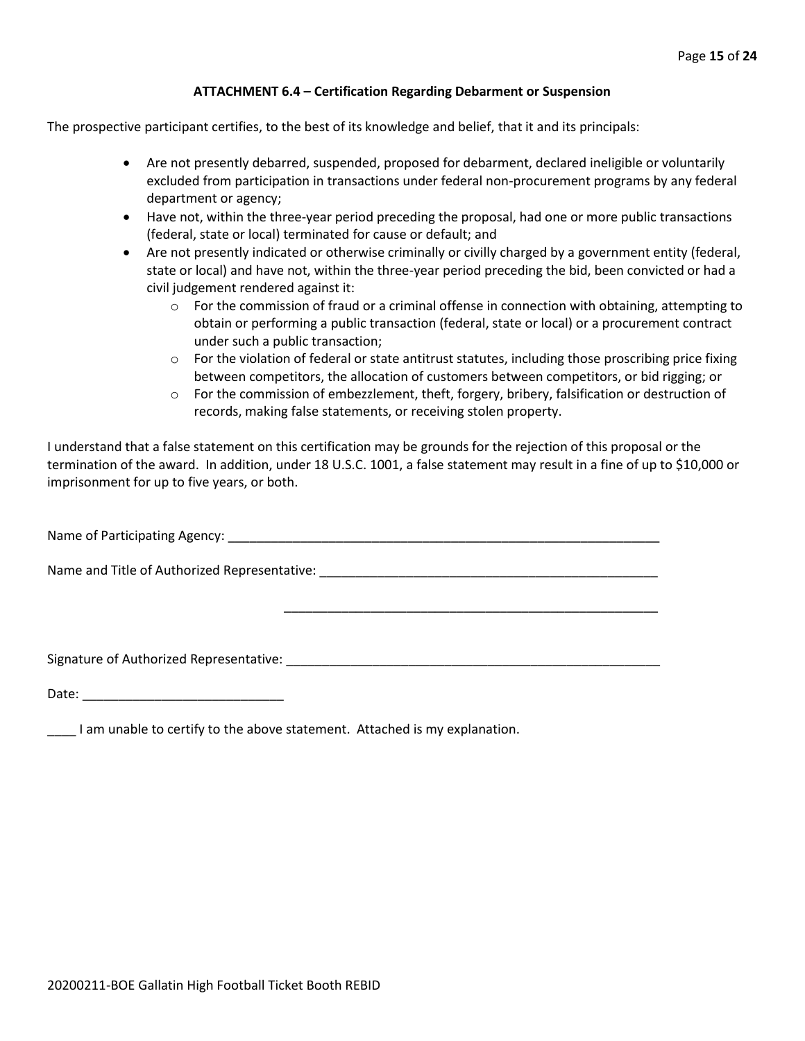### ATTACHMENT 6.4 – Certification Regarding Debarment or Suspension

The prospective participant certifies, to the best of its knowledge and belief, that it and its principals:

- Are not presently debarred, suspended, proposed for debarment, declared ineligible or voluntarily excluded from participation in transactions under federal non-procurement programs by any federal department or agency;
- Have not, within the three-year period preceding the proposal, had one or more public transactions (federal, state or local) terminated for cause or default; and
- Are not presently indicated or otherwise criminally or civilly charged by a government entity (federal, state or local) and have not, within the three-year period preceding the bid, been convicted or had a civil judgement rendered against it:
  - For the commission of fraud or a criminal offense in connection with obtaining, attempting to obtain or performing a public transaction (federal, state or local) or a procurement contract under such a public transaction;
  - For the violation of federal or state antitrust statutes, including those proscribing price fixing between competitors, the allocation of customers between competitors, or bid rigging; or
  - For the commission of embezzlement, theft, forgery, bribery, falsification or destruction of records, making false statements, or receiving stolen property.

I understand that a false statement on this certification may be grounds for the rejection of this proposal or the termination of the award. In addition, under 18 U.S.C. 1001, a false statement may result in a fine of up to $10,000 or imprisonment for up to five years, or both.

Name of Participating Agency: _______________________________________________________________

Name and Title of Authorized Representative: ________________________________________________

_______________________________________________

Signature of Authorized Representative: _____________________________________________________

Date: ____________________________

____ I am unable to certify to the above statement. Attached is my explanation.

20200211-BOE Gallatin High Football Ticket Booth REBID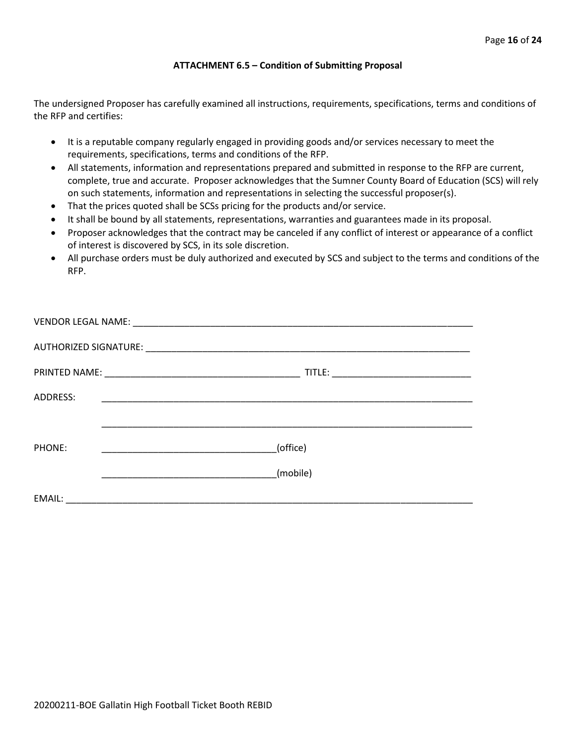## ATTACHMENT 6.5 – Condition of Submitting Proposal

The undersigned Proposer has carefully examined all instructions, requirements, specifications, terms and conditions of the RFP and certifies:

- It is a reputable company regularly engaged in providing goods and/or services necessary to meet the requirements, specifications, terms and conditions of the RFP.
- All statements, information and representations prepared and submitted in response to the RFP are current, complete, true and accurate. Proposer acknowledges that the Sumner County Board of Education (SCS) will rely on such statements, information and representations in selecting the successful proposer(s).
- That the prices quoted shall be SCSs pricing for the products and/or service.
- It shall be bound by all statements, representations, warranties and guarantees made in its proposal.
- Proposer acknowledges that the contract may be canceled if any conflict of interest or appearance of a conflict of interest is discovered by SCS, in its sole discretion.
- All purchase orders must be duly authorized and executed by SCS and subject to the terms and conditions of the RFP.

VENDOR LEGAL NAME: ______________________________________________________________________

AUTHORIZED SIGNATURE: __________________________________________________________________

PRINTED NAME: ______________________________________ TITLE: ___________________________

ADDRESS: ___________________________________________________________________________

___________________________________________________________________________

PHONE: __________________________________(office)

__________________________________(mobile)

EMAIL: ______________________________________________________________________________

20200211-BOE Gallatin High Football Ticket Booth REBID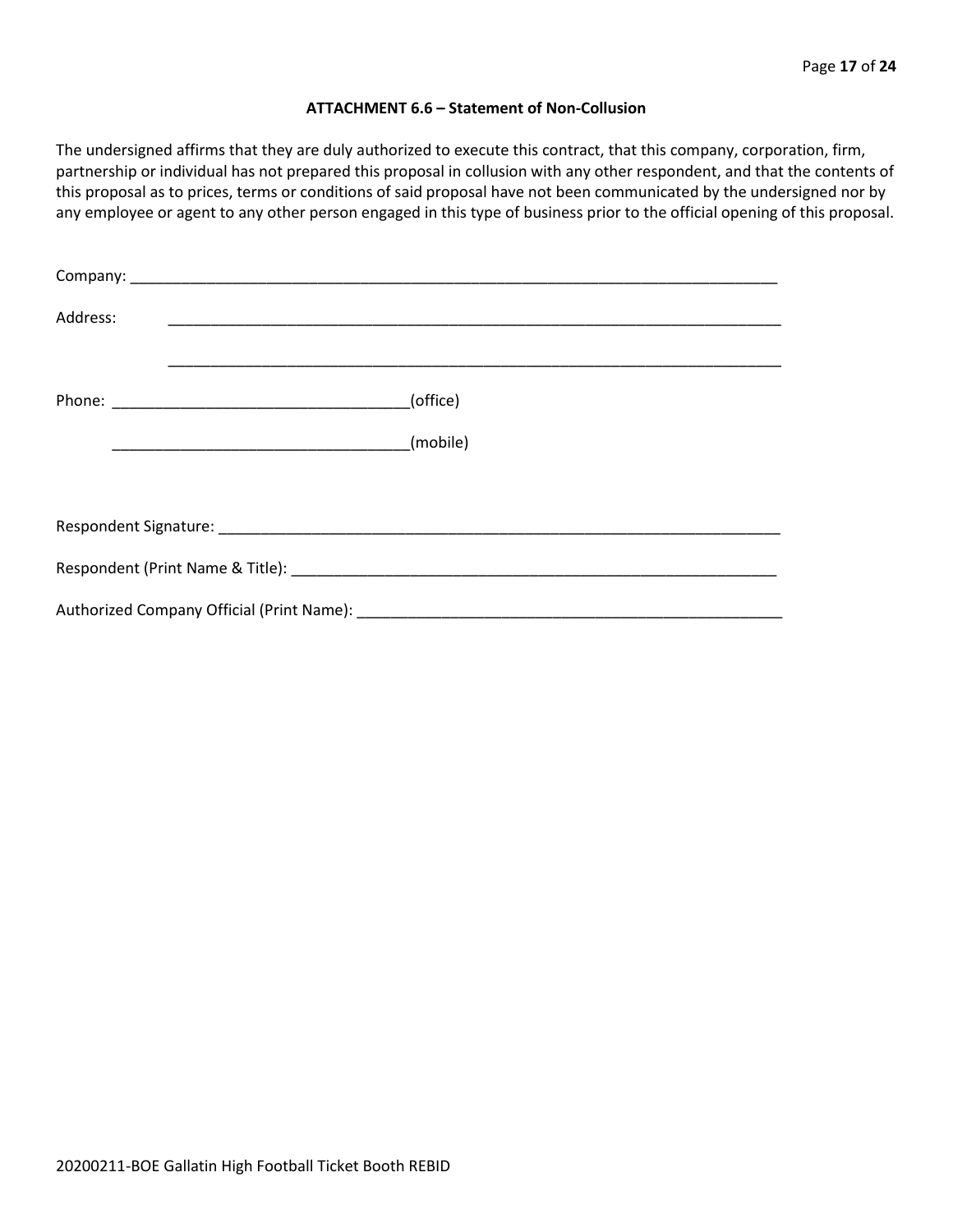**ATTACHMENT 6.6 – Statement of Non-Collusion**

The undersigned affirms that they are duly authorized to execute this contract, that this company, corporation, firm, partnership or individual has not prepared this proposal in collusion with any other respondent, and that the contents of this proposal as to prices, terms or conditions of said proposal have not been communicated by the undersigned nor by any employee or agent to any other person engaged in this type of business prior to the official opening of this proposal.

Company: ____________________________________________________________________________

Address: ____________________________________________________________________________

____________________________________________________________________________

Phone: ___________________________________(office)

___________________________________(mobile)

Respondent Signature: ____________________________________________________________________

Respondent (Print Name & Title): ___________________________________________________________

Authorized Company Official (Print Name): ___________________________________________________

20200211-BOE Gallatin High Football Ticket Booth REBID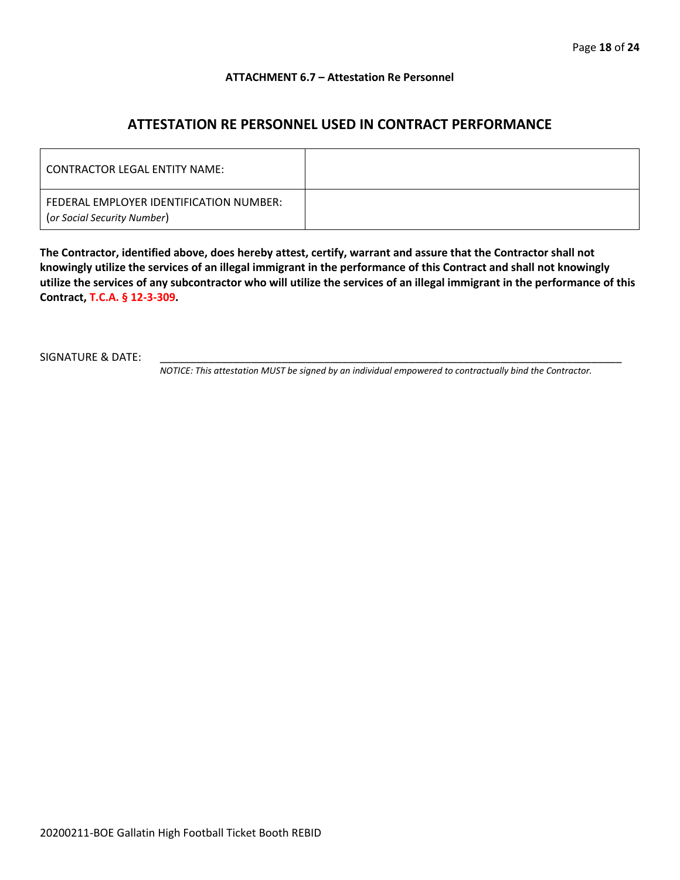**ATTACHMENT 6.7 – Attestation Re Personnel**

## ATTESTATION RE PERSONNEL USED IN CONTRACT PERFORMANCE

| CONTRACTOR LEGAL ENTITY NAME: | |
|---|---|
| FEDERAL EMPLOYER IDENTIFICATION NUMBER: (*or Social Security Number*) | |

**The Contractor, identified above, does hereby attest, certify, warrant and assure that the Contractor shall not knowingly utilize the services of an illegal immigrant in the performance of this Contract and shall not knowingly utilize the services of any subcontractor who will utilize the services of an illegal immigrant in the performance of this Contract, T.C.A. § 12-3-309.**

SIGNATURE & DATE: ____________________________________________________________________

*NOTICE: This attestation MUST be signed by an individual empowered to contractually bind the Contractor.*

20200211-BOE Gallatin High Football Ticket Booth REBID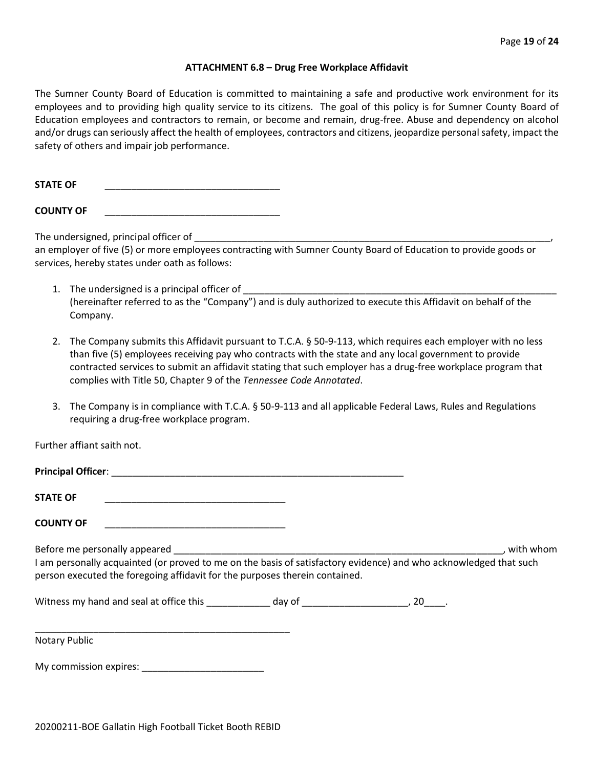### ATTACHMENT 6.8 – Drug Free Workplace Affidavit

The Sumner County Board of Education is committed to maintaining a safe and productive work environment for its employees and to providing high quality service to its citizens. The goal of this policy is for Sumner County Board of Education employees and contractors to remain, or become and remain, drug-free. Abuse and dependency on alcohol and/or drugs can seriously affect the health of employees, contractors and citizens, jeopardize personal safety, impact the safety of others and impair job performance.

**STATE OF** _________________________________

**COUNTY OF** _________________________________

The undersigned, principal officer of ______________________________________________________________________, an employer of five (5) or more employees contracting with Sumner County Board of Education to provide goods or services, hereby states under oath as follows:

1. The undersigned is a principal officer of ______________________________________________________________ (hereinafter referred to as the "Company") and is duly authorized to execute this Affidavit on behalf of the Company.

2. The Company submits this Affidavit pursuant to T.C.A. § 50-9-113, which requires each employer with no less than five (5) employees receiving pay who contracts with the state and any local government to provide contracted services to submit an affidavit stating that such employer has a drug-free workplace program that complies with Title 50, Chapter 9 of the *Tennessee Code Annotated*.

3. The Company is in compliance with T.C.A. § 50-9-113 and all applicable Federal Laws, Rules and Regulations requiring a drug-free workplace program.

Further affiant saith not.

**Principal Officer**: ________________________________________________________

**STATE OF** __________________________________

**COUNTY OF** __________________________________

Before me personally appeared ______________________________________________________________, with whom I am personally acquainted (or proved to me on the basis of satisfactory evidence) and who acknowledged that such person executed the foregoing affidavit for the purposes therein contained.

Witness my hand and seal at office this ____________ day of ____________________, 20____.

_________________________________________________

Notary Public

My commission expires: _______________________

20200211-BOE Gallatin High Football Ticket Booth REBID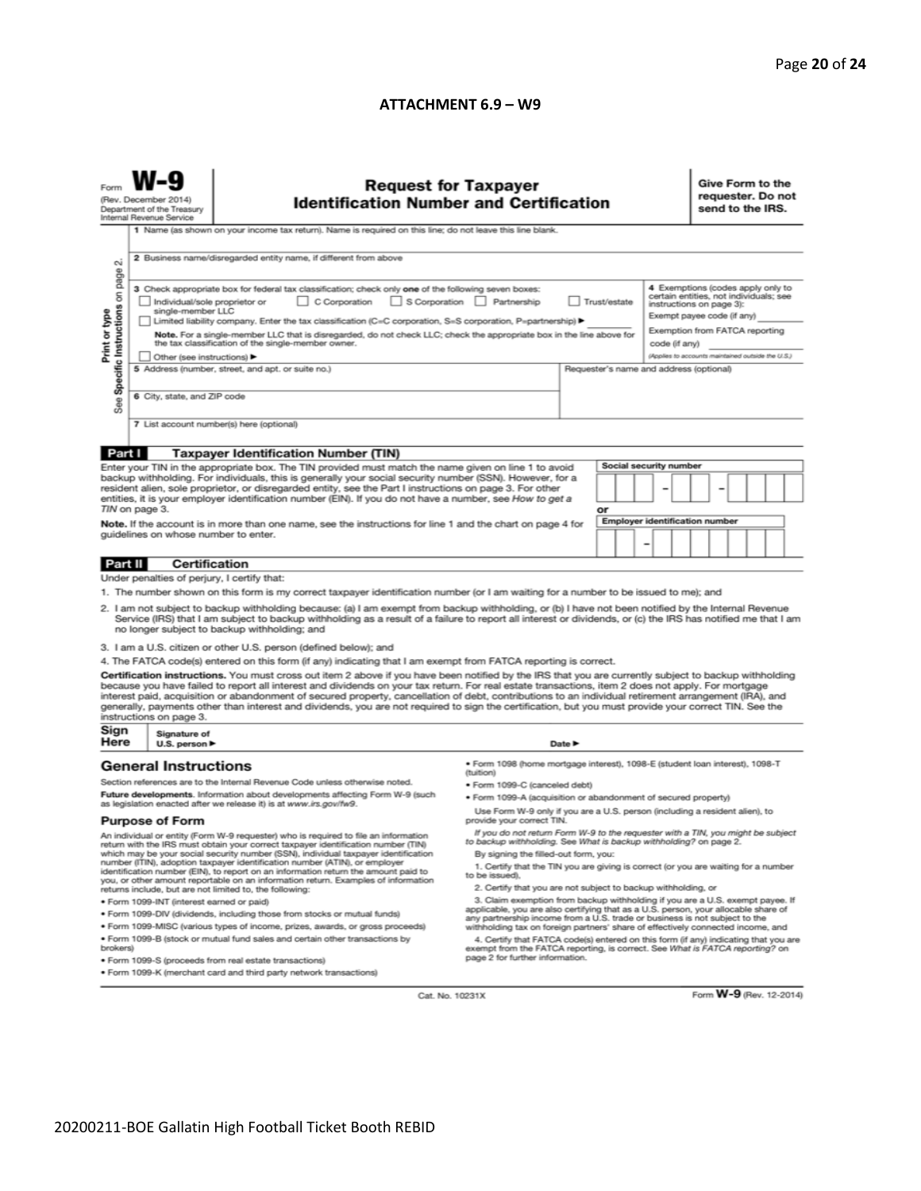## ATTACHMENT 6.9 – W9

Form **W-9**
(Rev. December 2014)
Department of the Treasury
Internal Revenue Service

# Request for Taxpayer Identification Number and Certification

**Give Form to the requester. Do not send to the IRS.**

Print or type
See **Specific Instructions** on page 2.

1 Name (as shown on your income tax return). Name is required on this line; do not leave this line blank.

2 Business name/disregarded entity name, if different from above

3 Check appropriate box for federal tax classification; check only **one** of the following seven boxes:

☐ Individual/sole proprietor or single-member LLC ☐ C Corporation ☐ S Corporation ☐ Partnership ☐ Trust/estate

☐ Limited liability company. Enter the tax classification (C=C corporation, S=S corporation, P=partnership) ► ________

**Note.** For a single-member LLC that is disregarded, do not check LLC; check the appropriate box in the line above for the tax classification of the single-member owner.

☐ Other (see instructions) ►

4 Exemptions (codes apply only to certain entities, not individuals; see instructions on page 3):

Exempt payee code (if any) ________

Exemption from FATCA reporting code (if any) ________

*(Applies to accounts maintained outside the U.S.)*

5 Address (number, street, and apt. or suite no.)

Requester's name and address (optional)

6 City, state, and ZIP code

7 List account number(s) here (optional)

**Part I Taxpayer Identification Number (TIN)**

Enter your TIN in the appropriate box. The TIN provided must match the name given on line 1 to avoid backup withholding. For individuals, this is generally your social security number (SSN). However, for a resident alien, sole proprietor, or disregarded entity, see the Part I instructions on page 3. For other entities, it is your employer identification number (EIN). If you do not have a number, see *How to get a TIN* on page 3.

**Note.** If the account is in more than one name, see the instructions for line 1 and the chart on page 4 for guidelines on whose number to enter.

**Social security number**

☐☐☐ – ☐☐ – ☐☐☐☐

or

**Employer identification number**

☐☐ – ☐☐☐☐☐☐☐

**Part II Certification**

Under penalties of perjury, I certify that:

1. The number shown on this form is my correct taxpayer identification number (or I am waiting for a number to be issued to me); and
2. I am not subject to backup withholding because: (a) I am exempt from backup withholding, or (b) I have not been notified by the Internal Revenue Service (IRS) that I am subject to backup withholding as a result of a failure to report all interest or dividends, or (c) the IRS has notified me that I am no longer subject to backup withholding; and
3. I am a U.S. citizen or other U.S. person (defined below); and
4. The FATCA code(s) entered on this form (if any) indicating that I am exempt from FATCA reporting is correct.

**Certification instructions.** You must cross out item 2 above if you have been notified by the IRS that you are currently subject to backup withholding because you have failed to report all interest and dividends on your tax return. For real estate transactions, item 2 does not apply. For mortgage interest paid, acquisition or abandonment of secured property, cancellation of debt, contributions to an individual retirement arrangement (IRA), and generally, payments other than interest and dividends, you are not required to sign the certification, but you must provide your correct TIN. See the instructions on page 3.

**Sign Here** Signature of U.S. person ► Date ►

## General Instructions

Section references are to the Internal Revenue Code unless otherwise noted.

**Future developments.** Information about developments affecting Form W-9 (such as legislation enacted after we release it) is at *www.irs.gov/fw9.*

### Purpose of Form

An individual or entity (Form W-9 requester) who is required to file an information return with the IRS must obtain your correct taxpayer identification number (TIN) which may be your social security number (SSN), individual taxpayer identification number (ITIN), adoption taxpayer identification number (ATIN), or employer identification number (EIN), to report on an information return the amount paid to you, or other amount reportable on an information return. Examples of information returns include, but are not limited to, the following:

- Form 1099-INT (interest earned or paid)
- Form 1099-DIV (dividends, including those from stocks or mutual funds)
- Form 1099-MISC (various types of income, prizes, awards, or gross proceeds)
- Form 1099-B (stock or mutual fund sales and certain other transactions by brokers)
- Form 1099-S (proceeds from real estate transactions)
- Form 1099-K (merchant card and third party network transactions)
- Form 1098 (home mortgage interest), 1098-E (student loan interest), 1098-T (tuition)
- Form 1099-C (canceled debt)
- Form 1099-A (acquisition or abandonment of secured property)

Use Form W-9 only if you are a U.S. person (including a resident alien), to provide your correct TIN.

*If you do not return Form W-9 to the requester with a TIN, you might be subject to backup withholding. See What is backup withholding? on page 2.*

By signing the filled-out form, you:

1. Certify that the TIN you are giving is correct (or you are waiting for a number to be issued),
2. Certify that you are not subject to backup withholding, or
3. Claim exemption from backup withholding if you are a U.S. exempt payee. If applicable, you are also certifying that as a U.S. person, your allocable share of any partnership income from a U.S. trade or business is not subject to the withholding tax on foreign partners' share of effectively connected income, and
4. Certify that FATCA code(s) entered on this form (if any) indicating that you are exempt from the FATCA reporting, is correct. See *What is FATCA reporting?* on page 2 for further information.

Cat. No. 10231X Form **W-9** (Rev. 12-2014)

20200211-BOE Gallatin High Football Ticket Booth REBID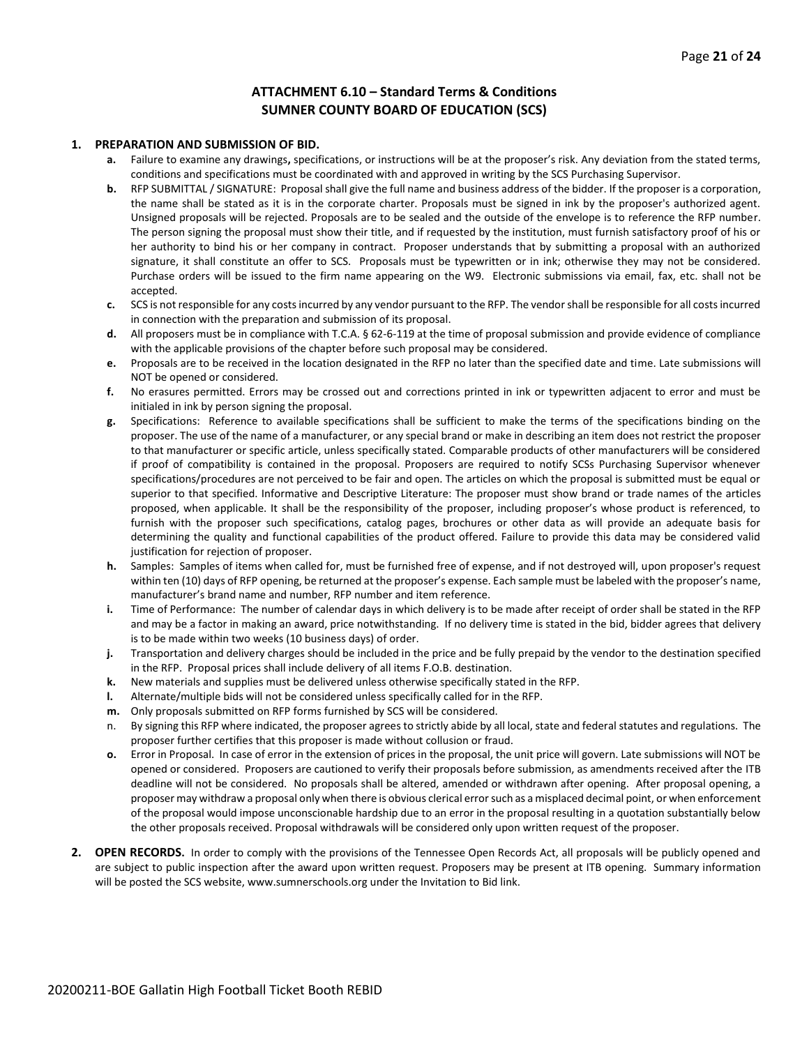## ATTACHMENT 6.10 – Standard Terms & Conditions
## SUMNER COUNTY BOARD OF EDUCATION (SCS)

**1. PREPARATION AND SUBMISSION OF BID.**

- **a.** Failure to examine any drawings**,** specifications, or instructions will be at the proposer's risk. Any deviation from the stated terms, conditions and specifications must be coordinated with and approved in writing by the SCS Purchasing Supervisor.
- **b.** RFP SUBMITTAL / SIGNATURE: Proposal shall give the full name and business address of the bidder. If the proposer is a corporation, the name shall be stated as it is in the corporate charter. Proposals must be signed in ink by the proposer's authorized agent. Unsigned proposals will be rejected. Proposals are to be sealed and the outside of the envelope is to reference the RFP number. The person signing the proposal must show their title, and if requested by the institution, must furnish satisfactory proof of his or her authority to bind his or her company in contract. Proposer understands that by submitting a proposal with an authorized signature, it shall constitute an offer to SCS. Proposals must be typewritten or in ink; otherwise they may not be considered. Purchase orders will be issued to the firm name appearing on the W9. Electronic submissions via email, fax, etc. shall not be accepted.
- **c.** SCS is not responsible for any costs incurred by any vendor pursuant to the RFP. The vendor shall be responsible for all costs incurred in connection with the preparation and submission of its proposal.
- **d.** All proposers must be in compliance with T.C.A. § 62-6-119 at the time of proposal submission and provide evidence of compliance with the applicable provisions of the chapter before such proposal may be considered.
- **e.** Proposals are to be received in the location designated in the RFP no later than the specified date and time. Late submissions will NOT be opened or considered.
- **f.** No erasures permitted. Errors may be crossed out and corrections printed in ink or typewritten adjacent to error and must be initialed in ink by person signing the proposal.
- **g.** Specifications: Reference to available specifications shall be sufficient to make the terms of the specifications binding on the proposer. The use of the name of a manufacturer, or any special brand or make in describing an item does not restrict the proposer to that manufacturer or specific article, unless specifically stated. Comparable products of other manufacturers will be considered if proof of compatibility is contained in the proposal. Proposers are required to notify SCSs Purchasing Supervisor whenever specifications/procedures are not perceived to be fair and open. The articles on which the proposal is submitted must be equal or superior to that specified. Informative and Descriptive Literature: The proposer must show brand or trade names of the articles proposed, when applicable. It shall be the responsibility of the proposer, including proposer's whose product is referenced, to furnish with the proposer such specifications, catalog pages, brochures or other data as will provide an adequate basis for determining the quality and functional capabilities of the product offered. Failure to provide this data may be considered valid justification for rejection of proposer.
- **h.** Samples: Samples of items when called for, must be furnished free of expense, and if not destroyed will, upon proposer's request within ten (10) days of RFP opening, be returned at the proposer's expense. Each sample must be labeled with the proposer's name, manufacturer's brand name and number, RFP number and item reference.
- **i.** Time of Performance: The number of calendar days in which delivery is to be made after receipt of order shall be stated in the RFP and may be a factor in making an award, price notwithstanding. If no delivery time is stated in the bid, bidder agrees that delivery is to be made within two weeks (10 business days) of order.
- **j.** Transportation and delivery charges should be included in the price and be fully prepaid by the vendor to the destination specified in the RFP. Proposal prices shall include delivery of all items F.O.B. destination.
- **k.** New materials and supplies must be delivered unless otherwise specifically stated in the RFP.
- **l.** Alternate/multiple bids will not be considered unless specifically called for in the RFP.
- **m.** Only proposals submitted on RFP forms furnished by SCS will be considered.
- n. By signing this RFP where indicated, the proposer agrees to strictly abide by all local, state and federal statutes and regulations. The proposer further certifies that this proposer is made without collusion or fraud.
- **o.** Error in Proposal. In case of error in the extension of prices in the proposal, the unit price will govern. Late submissions will NOT be opened or considered. Proposers are cautioned to verify their proposals before submission, as amendments received after the ITB deadline will not be considered. No proposals shall be altered, amended or withdrawn after opening. After proposal opening, a proposer may withdraw a proposal only when there is obvious clerical error such as a misplaced decimal point, or when enforcement of the proposal would impose unconscionable hardship due to an error in the proposal resulting in a quotation substantially below the other proposals received. Proposal withdrawals will be considered only upon written request of the proposer.

**2. OPEN RECORDS.** In order to comply with the provisions of the Tennessee Open Records Act, all proposals will be publicly opened and are subject to public inspection after the award upon written request. Proposers may be present at ITB opening. Summary information will be posted the SCS website, www.sumnerschools.org under the Invitation to Bid link.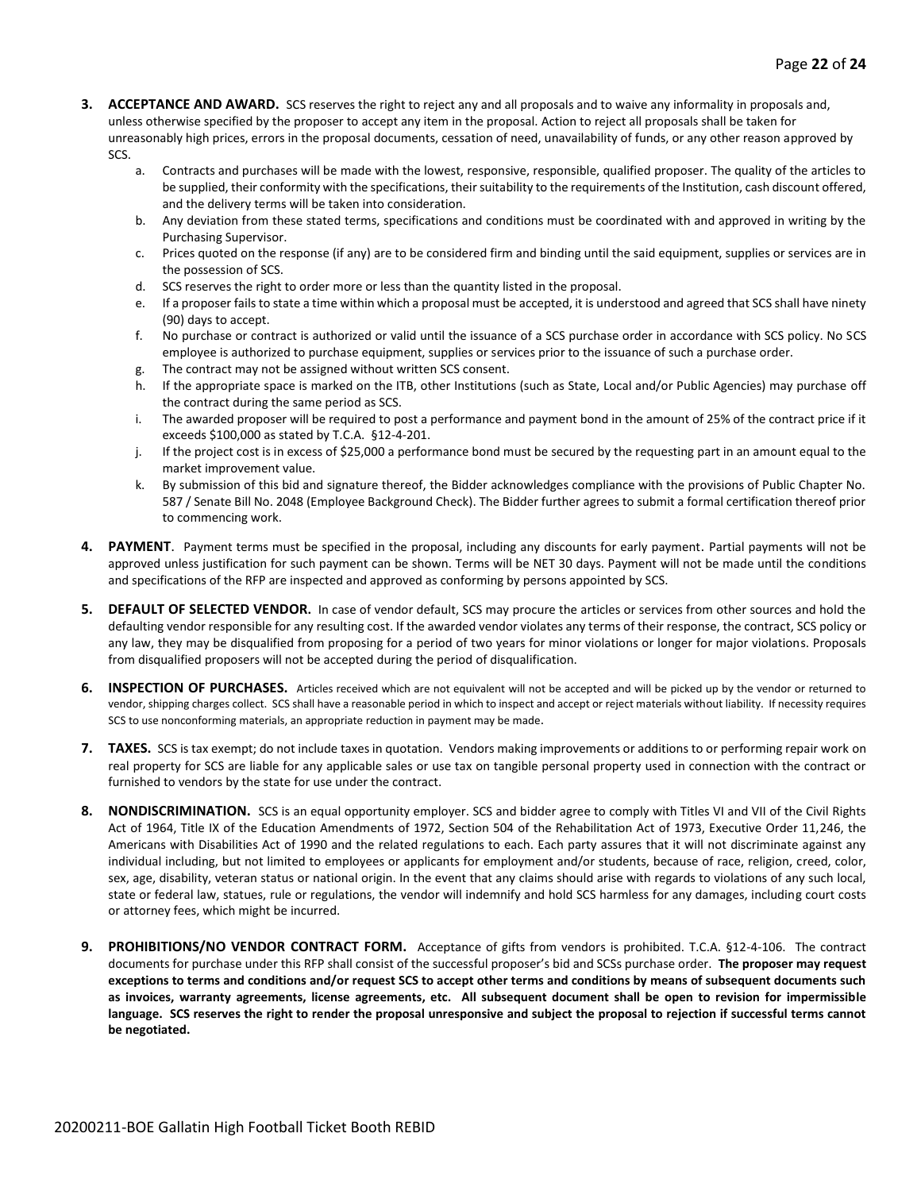3. **ACCEPTANCE AND AWARD.** SCS reserves the right to reject any and all proposals and to waive any informality in proposals and, unless otherwise specified by the proposer to accept any item in the proposal. Action to reject all proposals shall be taken for unreasonably high prices, errors in the proposal documents, cessation of need, unavailability of funds, or any other reason approved by SCS.
   a. Contracts and purchases will be made with the lowest, responsive, responsible, qualified proposer. The quality of the articles to be supplied, their conformity with the specifications, their suitability to the requirements of the Institution, cash discount offered, and the delivery terms will be taken into consideration.
   b. Any deviation from these stated terms, specifications and conditions must be coordinated with and approved in writing by the Purchasing Supervisor.
   c. Prices quoted on the response (if any) are to be considered firm and binding until the said equipment, supplies or services are in the possession of SCS.
   d. SCS reserves the right to order more or less than the quantity listed in the proposal.
   e. If a proposer fails to state a time within which a proposal must be accepted, it is understood and agreed that SCS shall have ninety (90) days to accept.
   f. No purchase or contract is authorized or valid until the issuance of a SCS purchase order in accordance with SCS policy. No SCS employee is authorized to purchase equipment, supplies or services prior to the issuance of such a purchase order.
   g. The contract may not be assigned without written SCS consent.
   h. If the appropriate space is marked on the ITB, other Institutions (such as State, Local and/or Public Agencies) may purchase off the contract during the same period as SCS.
   i. The awarded proposer will be required to post a performance and payment bond in the amount of 25% of the contract price if it exceeds $100,000 as stated by T.C.A. §12-4-201.
   j. If the project cost is in excess of $25,000 a performance bond must be secured by the requesting part in an amount equal to the market improvement value.
   k. By submission of this bid and signature thereof, the Bidder acknowledges compliance with the provisions of Public Chapter No. 587 / Senate Bill No. 2048 (Employee Background Check). The Bidder further agrees to submit a formal certification thereof prior to commencing work.
4. **PAYMENT**. Payment terms must be specified in the proposal, including any discounts for early payment. Partial payments will not be approved unless justification for such payment can be shown. Terms will be NET 30 days. Payment will not be made until the conditions and specifications of the RFP are inspected and approved as conforming by persons appointed by SCS.
5. **DEFAULT OF SELECTED VENDOR.** In case of vendor default, SCS may procure the articles or services from other sources and hold the defaulting vendor responsible for any resulting cost. If the awarded vendor violates any terms of their response, the contract, SCS policy or any law, they may be disqualified from proposing for a period of two years for minor violations or longer for major violations. Proposals from disqualified proposers will not be accepted during the period of disqualification.
6. **INSPECTION OF PURCHASES.** Articles received which are not equivalent will not be accepted and will be picked up by the vendor or returned to vendor, shipping charges collect. SCS shall have a reasonable period in which to inspect and accept or reject materials without liability. If necessity requires SCS to use nonconforming materials, an appropriate reduction in payment may be made.
7. **TAXES.** SCS is tax exempt; do not include taxes in quotation. Vendors making improvements or additions to or performing repair work on real property for SCS are liable for any applicable sales or use tax on tangible personal property used in connection with the contract or furnished to vendors by the state for use under the contract.
8. **NONDISCRIMINATION.** SCS is an equal opportunity employer. SCS and bidder agree to comply with Titles VI and VII of the Civil Rights Act of 1964, Title IX of the Education Amendments of 1972, Section 504 of the Rehabilitation Act of 1973, Executive Order 11,246, the Americans with Disabilities Act of 1990 and the related regulations to each. Each party assures that it will not discriminate against any individual including, but not limited to employees or applicants for employment and/or students, because of race, religion, creed, color, sex, age, disability, veteran status or national origin. In the event that any claims should arise with regards to violations of any such local, state or federal law, statues, rule or regulations, the vendor will indemnify and hold SCS harmless for any damages, including court costs or attorney fees, which might be incurred.
9. **PROHIBITIONS/NO VENDOR CONTRACT FORM.** Acceptance of gifts from vendors is prohibited. T.C.A. §12-4-106. The contract documents for purchase under this RFP shall consist of the successful proposer's bid and SCSs purchase order. **The proposer may request exceptions to terms and conditions and/or request SCS to accept other terms and conditions by means of subsequent documents such as invoices, warranty agreements, license agreements, etc. All subsequent document shall be open to revision for impermissible language. SCS reserves the right to render the proposal unresponsive and subject the proposal to rejection if successful terms cannot be negotiated.**

20200211-BOE Gallatin High Football Ticket Booth REBID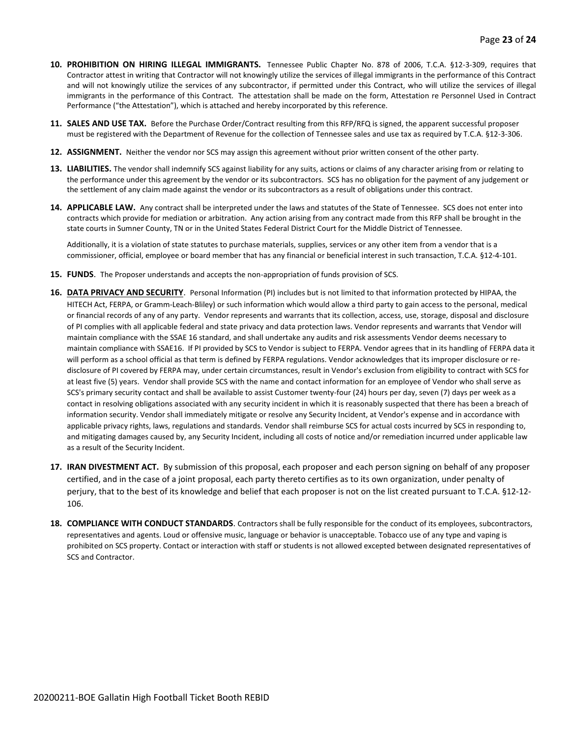10. **PROHIBITION ON HIRING ILLEGAL IMMIGRANTS.** Tennessee Public Chapter No. 878 of 2006, T.C.A. §12-3-309, requires that Contractor attest in writing that Contractor will not knowingly utilize the services of illegal immigrants in the performance of this Contract and will not knowingly utilize the services of any subcontractor, if permitted under this Contract, who will utilize the services of illegal immigrants in the performance of this Contract. The attestation shall be made on the form, Attestation re Personnel Used in Contract Performance ("the Attestation"), which is attached and hereby incorporated by this reference.

11. **SALES AND USE TAX.** Before the Purchase Order/Contract resulting from this RFP/RFQ is signed, the apparent successful proposer must be registered with the Department of Revenue for the collection of Tennessee sales and use tax as required by T.C.A. §12-3-306.

12. **ASSIGNMENT.** Neither the vendor nor SCS may assign this agreement without prior written consent of the other party.

13. **LIABILITIES.** The vendor shall indemnify SCS against liability for any suits, actions or claims of any character arising from or relating to the performance under this agreement by the vendor or its subcontractors. SCS has no obligation for the payment of any judgement or the settlement of any claim made against the vendor or its subcontractors as a result of obligations under this contract.

14. **APPLICABLE LAW.** Any contract shall be interpreted under the laws and statutes of the State of Tennessee. SCS does not enter into contracts which provide for mediation or arbitration. Any action arising from any contract made from this RFP shall be brought in the state courts in Sumner County, TN or in the United States Federal District Court for the Middle District of Tennessee.

    Additionally, it is a violation of state statutes to purchase materials, supplies, services or any other item from a vendor that is a commissioner, official, employee or board member that has any financial or beneficial interest in such transaction, T.C.A. §12-4-101.

15. **FUNDS**. The Proposer understands and accepts the non-appropriation of funds provision of SCS.

16. **DATA PRIVACY AND SECURITY**. Personal Information (PI) includes but is not limited to that information protected by HIPAA, the HITECH Act, FERPA, or Gramm-Leach-Bliley) or such information which would allow a third party to gain access to the personal, medical or financial records of any of any party. Vendor represents and warrants that its collection, access, use, storage, disposal and disclosure of PI complies with all applicable federal and state privacy and data protection laws. Vendor represents and warrants that Vendor will maintain compliance with the SSAE 16 standard, and shall undertake any audits and risk assessments Vendor deems necessary to maintain compliance with SSAE16. If PI provided by SCS to Vendor is subject to FERPA. Vendor agrees that in its handling of FERPA data it will perform as a school official as that term is defined by FERPA regulations. Vendor acknowledges that its improper disclosure or re-disclosure of PI covered by FERPA may, under certain circumstances, result in Vendor's exclusion from eligibility to contract with SCS for at least five (5) years. Vendor shall provide SCS with the name and contact information for an employee of Vendor who shall serve as SCS's primary security contact and shall be available to assist Customer twenty-four (24) hours per day, seven (7) days per week as a contact in resolving obligations associated with any security incident in which it is reasonably suspected that there has been a breach of information security. Vendor shall immediately mitigate or resolve any Security Incident, at Vendor's expense and in accordance with applicable privacy rights, laws, regulations and standards. Vendor shall reimburse SCS for actual costs incurred by SCS in responding to, and mitigating damages caused by, any Security Incident, including all costs of notice and/or remediation incurred under applicable law as a result of the Security Incident.

17. **IRAN DIVESTMENT ACT.** By submission of this proposal, each proposer and each person signing on behalf of any proposer certified, and in the case of a joint proposal, each party thereto certifies as to its own organization, under penalty of perjury, that to the best of its knowledge and belief that each proposer is not on the list created pursuant to T.C.A. §12-12-106.

18. **COMPLIANCE WITH CONDUCT STANDARDS**. Contractors shall be fully responsible for the conduct of its employees, subcontractors, representatives and agents. Loud or offensive music, language or behavior is unacceptable. Tobacco use of any type and vaping is prohibited on SCS property. Contact or interaction with staff or students is not allowed excepted between designated representatives of SCS and Contractor.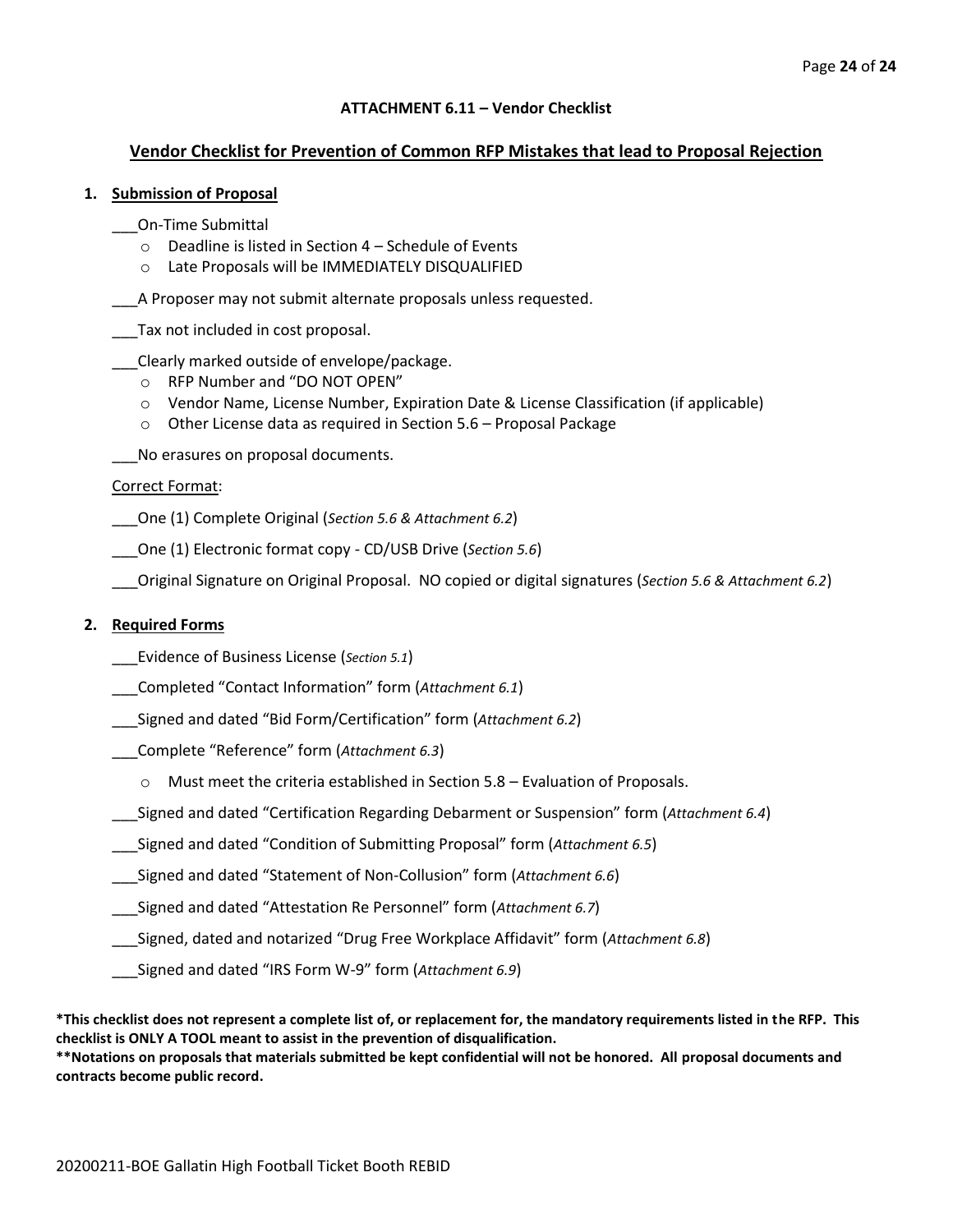**ATTACHMENT 6.11 – Vendor Checklist**

## Vendor Checklist for Prevention of Common RFP Mistakes that lead to Proposal Rejection

1. **Submission of Proposal**

___On-Time Submittal
- Deadline is listed in Section 4 – Schedule of Events
- Late Proposals will be IMMEDIATELY DISQUALIFIED

___A Proposer may not submit alternate proposals unless requested.

___Tax not included in cost proposal.

___Clearly marked outside of envelope/package.
- RFP Number and "DO NOT OPEN"
- Vendor Name, License Number, Expiration Date & License Classification (if applicable)
- Other License data as required in Section 5.6 – Proposal Package

___No erasures on proposal documents.

Correct Format:

___One (1) Complete Original (*Section 5.6 & Attachment 6.2*)

___One (1) Electronic format copy - CD/USB Drive (*Section 5.6*)

___Original Signature on Original Proposal. NO copied or digital signatures (*Section 5.6 & Attachment 6.2*)

2. **Required Forms**

___Evidence of Business License (*Section 5.1*)

___Completed "Contact Information" form (*Attachment 6.1*)

___Signed and dated "Bid Form/Certification" form (*Attachment 6.2*)

___Complete "Reference" form (*Attachment 6.3*)
- Must meet the criteria established in Section 5.8 – Evaluation of Proposals.

___Signed and dated "Certification Regarding Debarment or Suspension" form (*Attachment 6.4*)

___Signed and dated "Condition of Submitting Proposal" form (*Attachment 6.5*)

___Signed and dated "Statement of Non-Collusion" form (*Attachment 6.6*)

___Signed and dated "Attestation Re Personnel" form (*Attachment 6.7*)

___Signed, dated and notarized "Drug Free Workplace Affidavit" form (*Attachment 6.8*)

___Signed and dated "IRS Form W-9" form (*Attachment 6.9*)

**\*This checklist does not represent a complete list of, or replacement for, the mandatory requirements listed in the RFP. This checklist is ONLY A TOOL meant to assist in the prevention of disqualification.**
**\*\*Notations on proposals that materials submitted be kept confidential will not be honored. All proposal documents and contracts become public record.**

20200211-BOE Gallatin High Football Ticket Booth REBID